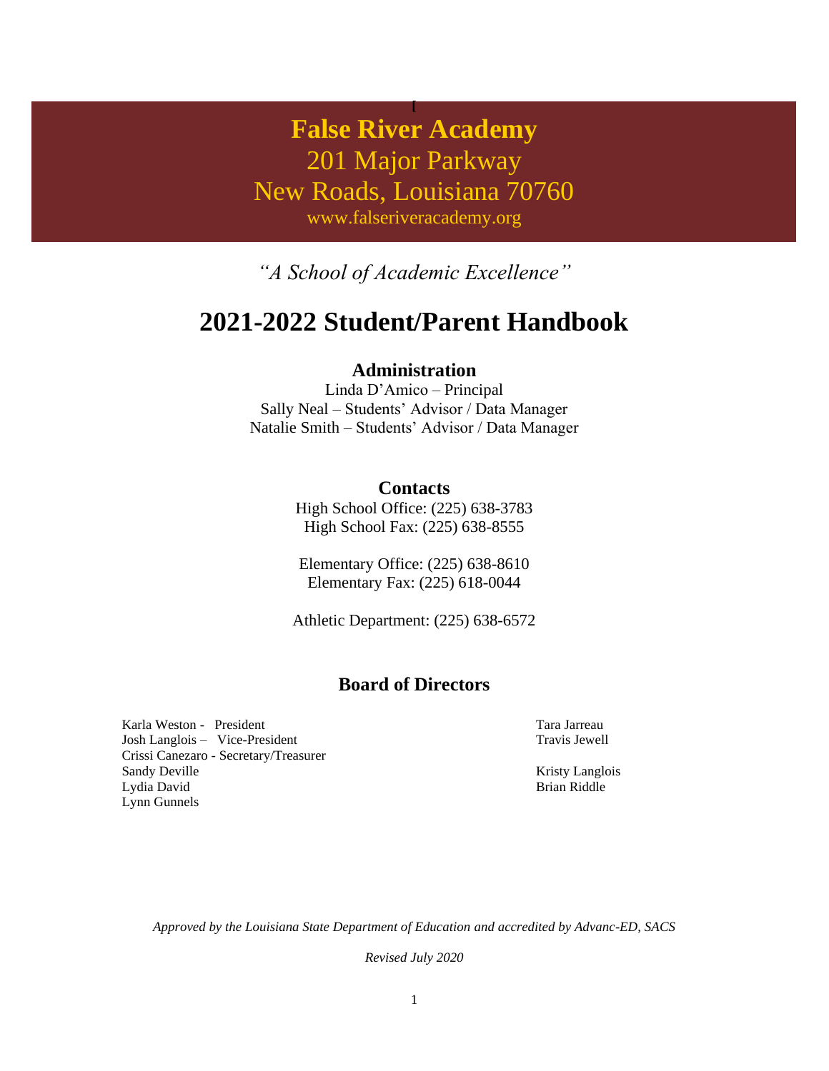# False River Academy

201 Major Parkway

New Roads, Louisiana 70760

www.falseriveracademy.org

*"A School of Academic Excellence"*

# 2021-2022 Student/Parent Handbook

## Administration

Linda D'Amico – Principal
Sally Neal – Students' Advisor / Data Manager
Natalie Smith – Students' Advisor / Data Manager

## Contacts

High School Office: (225) 638-3783
High School Fax: (225) 638-8555

Elementary Office: (225) 638-8610
Elementary Fax: (225) 618-0044

Athletic Department: (225) 638-6572

## Board of Directors

Karla Weston - President
Josh Langlois – Vice-President
Crissi Canezaro - Secretary/Treasurer
Sandy Deville
Lydia David
Lynn Gunnels
Tara Jarreau
Travis Jewell
Kristy Langlois
Brian Riddle

*Approved by the Louisiana State Department of Education and accredited by Advanc-ED, SACS*

*Revised July 2020*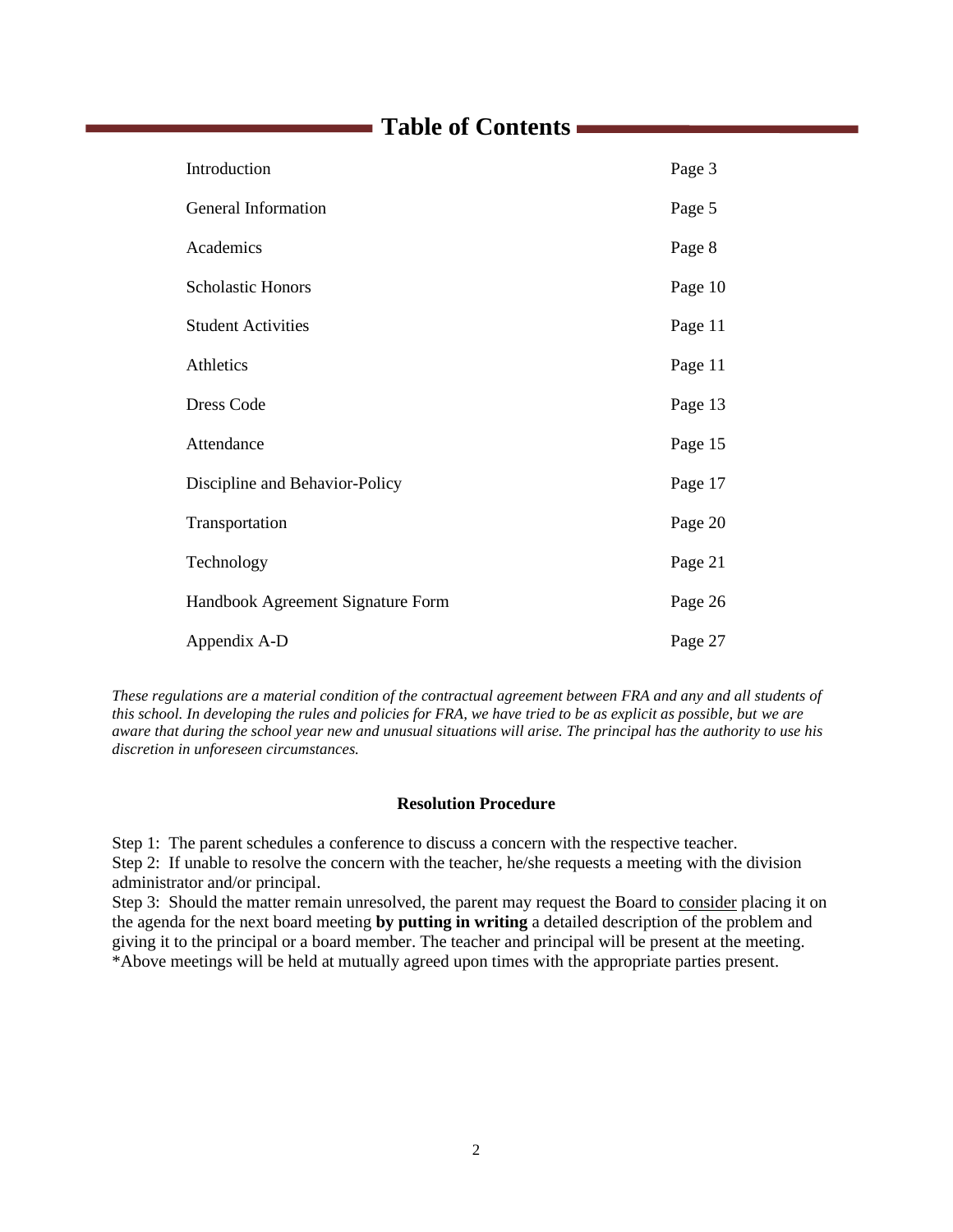# Table of Contents

| | |
|---|---|
| Introduction | Page 3 |
| General Information | Page 5 |
| Academics | Page 8 |
| Scholastic Honors | Page 10 |
| Student Activities | Page 11 |
| Athletics | Page 11 |
| Dress Code | Page 13 |
| Attendance | Page 15 |
| Discipline and Behavior-Policy | Page 17 |
| Transportation | Page 20 |
| Technology | Page 21 |
| Handbook Agreement Signature Form | Page 26 |
| Appendix A-D | Page 27 |

*These regulations are a material condition of the contractual agreement between FRA and any and all students of this school. In developing the rules and policies for FRA, we have tried to be as explicit as possible, but we are aware that during the school year new and unusual situations will arise. The principal has the authority to use his discretion in unforeseen circumstances.*

**Resolution Procedure**

Step 1: The parent schedules a conference to discuss a concern with the respective teacher.
Step 2: If unable to resolve the concern with the teacher, he/she requests a meeting with the division administrator and/or principal.
Step 3: Should the matter remain unresolved, the parent may request the Board to consider placing it on the agenda for the next board meeting **by putting in writing** a detailed description of the problem and giving it to the principal or a board member. The teacher and principal will be present at the meeting.
*Above meetings will be held at mutually agreed upon times with the appropriate parties present.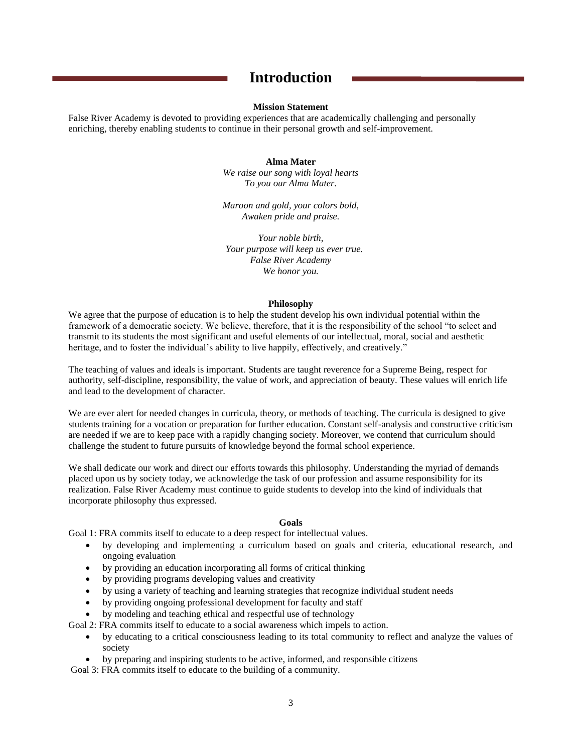# Introduction

### Mission Statement

False River Academy is devoted to providing experiences that are academically challenging and personally enriching, thereby enabling students to continue in their personal growth and self-improvement.

### Alma Mater

*We raise our song with loyal hearts*
*To you our Alma Mater.*

*Maroon and gold, your colors bold,*
*Awaken pride and praise.*

*Your noble birth,*
*Your purpose will keep us ever true.*
*False River Academy*
*We honor you.*

### Philosophy

We agree that the purpose of education is to help the student develop his own individual potential within the framework of a democratic society. We believe, therefore, that it is the responsibility of the school "to select and transmit to its students the most significant and useful elements of our intellectual, moral, social and aesthetic heritage, and to foster the individual's ability to live happily, effectively, and creatively."

The teaching of values and ideals is important. Students are taught reverence for a Supreme Being, respect for authority, self-discipline, responsibility, the value of work, and appreciation of beauty. These values will enrich life and lead to the development of character.

We are ever alert for needed changes in curricula, theory, or methods of teaching. The curricula is designed to give students training for a vocation or preparation for further education. Constant self-analysis and constructive criticism are needed if we are to keep pace with a rapidly changing society. Moreover, we contend that curriculum should challenge the student to future pursuits of knowledge beyond the formal school experience.

We shall dedicate our work and direct our efforts towards this philosophy. Understanding the myriad of demands placed upon us by society today, we acknowledge the task of our profession and assume responsibility for its realization. False River Academy must continue to guide students to develop into the kind of individuals that incorporate philosophy thus expressed.

### Goals

Goal 1: FRA commits itself to educate to a deep respect for intellectual values.

- by developing and implementing a curriculum based on goals and criteria, educational research, and ongoing evaluation
- by providing an education incorporating all forms of critical thinking
- by providing programs developing values and creativity
- by using a variety of teaching and learning strategies that recognize individual student needs
- by providing ongoing professional development for faculty and staff
- by modeling and teaching ethical and respectful use of technology

Goal 2: FRA commits itself to educate to a social awareness which impels to action.

- by educating to a critical consciousness leading to its total community to reflect and analyze the values of society
- by preparing and inspiring students to be active, informed, and responsible citizens

Goal 3: FRA commits itself to educate to the building of a community.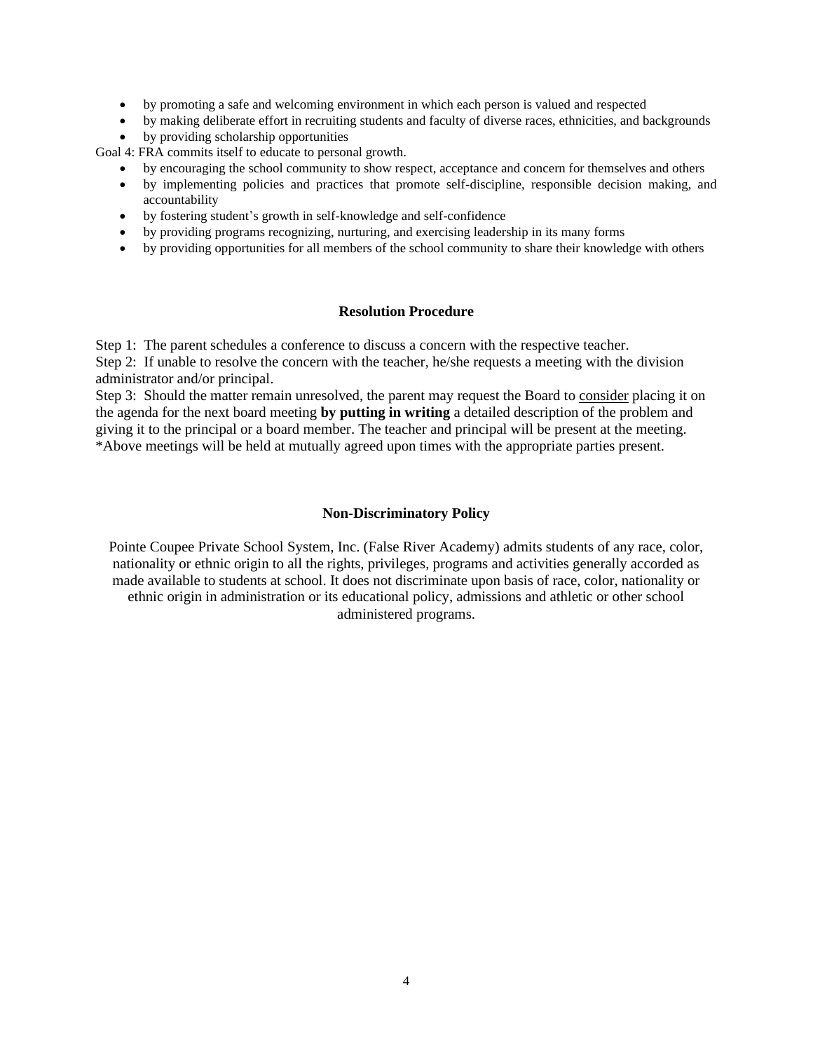- by promoting a safe and welcoming environment in which each person is valued and respected
- by making deliberate effort in recruiting students and faculty of diverse races, ethnicities, and backgrounds
- by providing scholarship opportunities

Goal 4: FRA commits itself to educate to personal growth.

- by encouraging the school community to show respect, acceptance and concern for themselves and others
- by implementing policies and practices that promote self-discipline, responsible decision making, and accountability
- by fostering student's growth in self-knowledge and self-confidence
- by providing programs recognizing, nurturing, and exercising leadership in its many forms
- by providing opportunities for all members of the school community to share their knowledge with others

### Resolution Procedure

Step 1: The parent schedules a conference to discuss a concern with the respective teacher.
Step 2: If unable to resolve the concern with the teacher, he/she requests a meeting with the division administrator and/or principal.
Step 3: Should the matter remain unresolved, the parent may request the Board to consider placing it on the agenda for the next board meeting **by putting in writing** a detailed description of the problem and giving it to the principal or a board member. The teacher and principal will be present at the meeting.
*Above meetings will be held at mutually agreed upon times with the appropriate parties present.

### Non-Discriminatory Policy

Pointe Coupee Private School System, Inc. (False River Academy) admits students of any race, color, nationality or ethnic origin to all the rights, privileges, programs and activities generally accorded as made available to students at school. It does not discriminate upon basis of race, color, nationality or ethnic origin in administration or its educational policy, admissions and athletic or other school administered programs.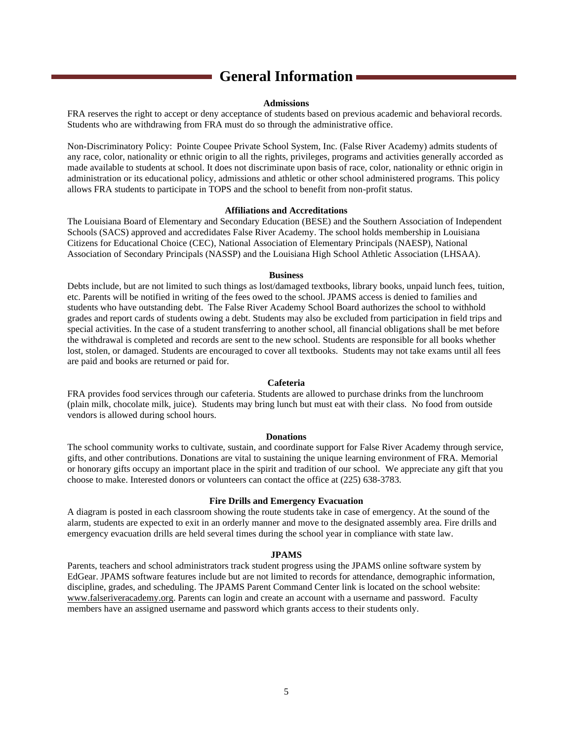# General Information

### Admissions

FRA reserves the right to accept or deny acceptance of students based on previous academic and behavioral records. Students who are withdrawing from FRA must do so through the administrative office.

Non-Discriminatory Policy: Pointe Coupee Private School System, Inc. (False River Academy) admits students of any race, color, nationality or ethnic origin to all the rights, privileges, programs and activities generally accorded as made available to students at school. It does not discriminate upon basis of race, color, nationality or ethnic origin in administration or its educational policy, admissions and athletic or other school administered programs. This policy allows FRA students to participate in TOPS and the school to benefit from non-profit status.

### Affiliations and Accreditations

The Louisiana Board of Elementary and Secondary Education (BESE) and the Southern Association of Independent Schools (SACS) approved and accredidates False River Academy. The school holds membership in Louisiana Citizens for Educational Choice (CEC), National Association of Elementary Principals (NAESP), National Association of Secondary Principals (NASSP) and the Louisiana High School Athletic Association (LHSAA).

### Business

Debts include, but are not limited to such things as lost/damaged textbooks, library books, unpaid lunch fees, tuition, etc. Parents will be notified in writing of the fees owed to the school. JPAMS access is denied to families and students who have outstanding debt. The False River Academy School Board authorizes the school to withhold grades and report cards of students owing a debt. Students may also be excluded from participation in field trips and special activities. In the case of a student transferring to another school, all financial obligations shall be met before the withdrawal is completed and records are sent to the new school. Students are responsible for all books whether lost, stolen, or damaged. Students are encouraged to cover all textbooks. Students may not take exams until all fees are paid and books are returned or paid for.

### Cafeteria

FRA provides food services through our cafeteria. Students are allowed to purchase drinks from the lunchroom (plain milk, chocolate milk, juice). Students may bring lunch but must eat with their class. No food from outside vendors is allowed during school hours.

### Donations

The school community works to cultivate, sustain, and coordinate support for False River Academy through service, gifts, and other contributions. Donations are vital to sustaining the unique learning environment of FRA. Memorial or honorary gifts occupy an important place in the spirit and tradition of our school. We appreciate any gift that you choose to make. Interested donors or volunteers can contact the office at (225) 638-3783.

### Fire Drills and Emergency Evacuation

A diagram is posted in each classroom showing the route students take in case of emergency. At the sound of the alarm, students are expected to exit in an orderly manner and move to the designated assembly area. Fire drills and emergency evacuation drills are held several times during the school year in compliance with state law.

### JPAMS

Parents, teachers and school administrators track student progress using the JPAMS online software system by EdGear. JPAMS software features include but are not limited to records for attendance, demographic information, discipline, grades, and scheduling. The JPAMS Parent Command Center link is located on the school website: www.falseriveracademy.org. Parents can login and create an account with a username and password. Faculty members have an assigned username and password which grants access to their students only.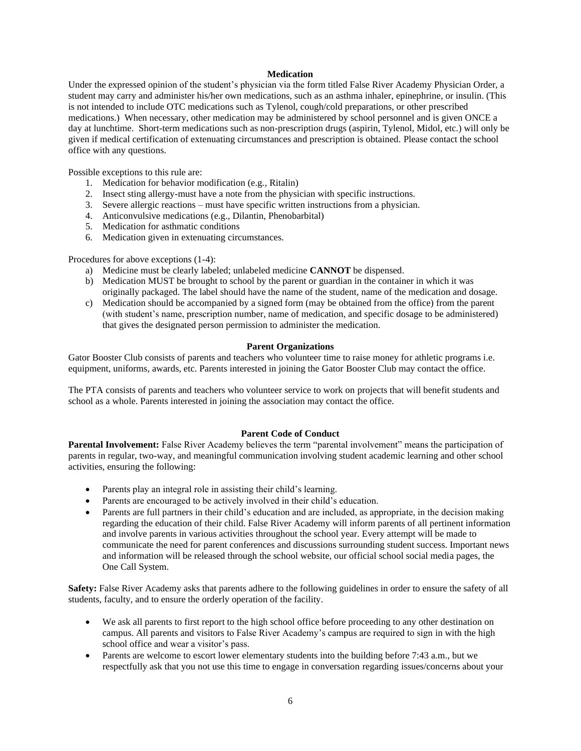## Medication

Under the expressed opinion of the student's physician via the form titled False River Academy Physician Order, a student may carry and administer his/her own medications, such as an asthma inhaler, epinephrine, or insulin. (This is not intended to include OTC medications such as Tylenol, cough/cold preparations, or other prescribed medications.) When necessary, other medication may be administered by school personnel and is given ONCE a day at lunchtime. Short-term medications such as non-prescription drugs (aspirin, Tylenol, Midol, etc.) will only be given if medical certification of extenuating circumstances and prescription is obtained. Please contact the school office with any questions.

Possible exceptions to this rule are:

1. Medication for behavior modification (e.g., Ritalin)
2. Insect sting allergy-must have a note from the physician with specific instructions.
3. Severe allergic reactions – must have specific written instructions from a physician.
4. Anticonvulsive medications (e.g., Dilantin, Phenobarbital)
5. Medication for asthmatic conditions
6. Medication given in extenuating circumstances.

Procedures for above exceptions (1-4):

a) Medicine must be clearly labeled; unlabeled medicine **CANNOT** be dispensed.
b) Medication MUST be brought to school by the parent or guardian in the container in which it was originally packaged. The label should have the name of the student, name of the medication and dosage.
c) Medication should be accompanied by a signed form (may be obtained from the office) from the parent (with student's name, prescription number, name of medication, and specific dosage to be administered) that gives the designated person permission to administer the medication.

## Parent Organizations

Gator Booster Club consists of parents and teachers who volunteer time to raise money for athletic programs i.e. equipment, uniforms, awards, etc. Parents interested in joining the Gator Booster Club may contact the office.

The PTA consists of parents and teachers who volunteer service to work on projects that will benefit students and school as a whole. Parents interested in joining the association may contact the office.

## Parent Code of Conduct

**Parental Involvement:** False River Academy believes the term "parental involvement" means the participation of parents in regular, two-way, and meaningful communication involving student academic learning and other school activities, ensuring the following:

- Parents play an integral role in assisting their child's learning.
- Parents are encouraged to be actively involved in their child's education.
- Parents are full partners in their child's education and are included, as appropriate, in the decision making regarding the education of their child. False River Academy will inform parents of all pertinent information and involve parents in various activities throughout the school year. Every attempt will be made to communicate the need for parent conferences and discussions surrounding student success. Important news and information will be released through the school website, our official school social media pages, the One Call System.

**Safety:** False River Academy asks that parents adhere to the following guidelines in order to ensure the safety of all students, faculty, and to ensure the orderly operation of the facility.

- We ask all parents to first report to the high school office before proceeding to any other destination on campus. All parents and visitors to False River Academy's campus are required to sign in with the high school office and wear a visitor's pass.
- Parents are welcome to escort lower elementary students into the building before 7:43 a.m., but we respectfully ask that you not use this time to engage in conversation regarding issues/concerns about your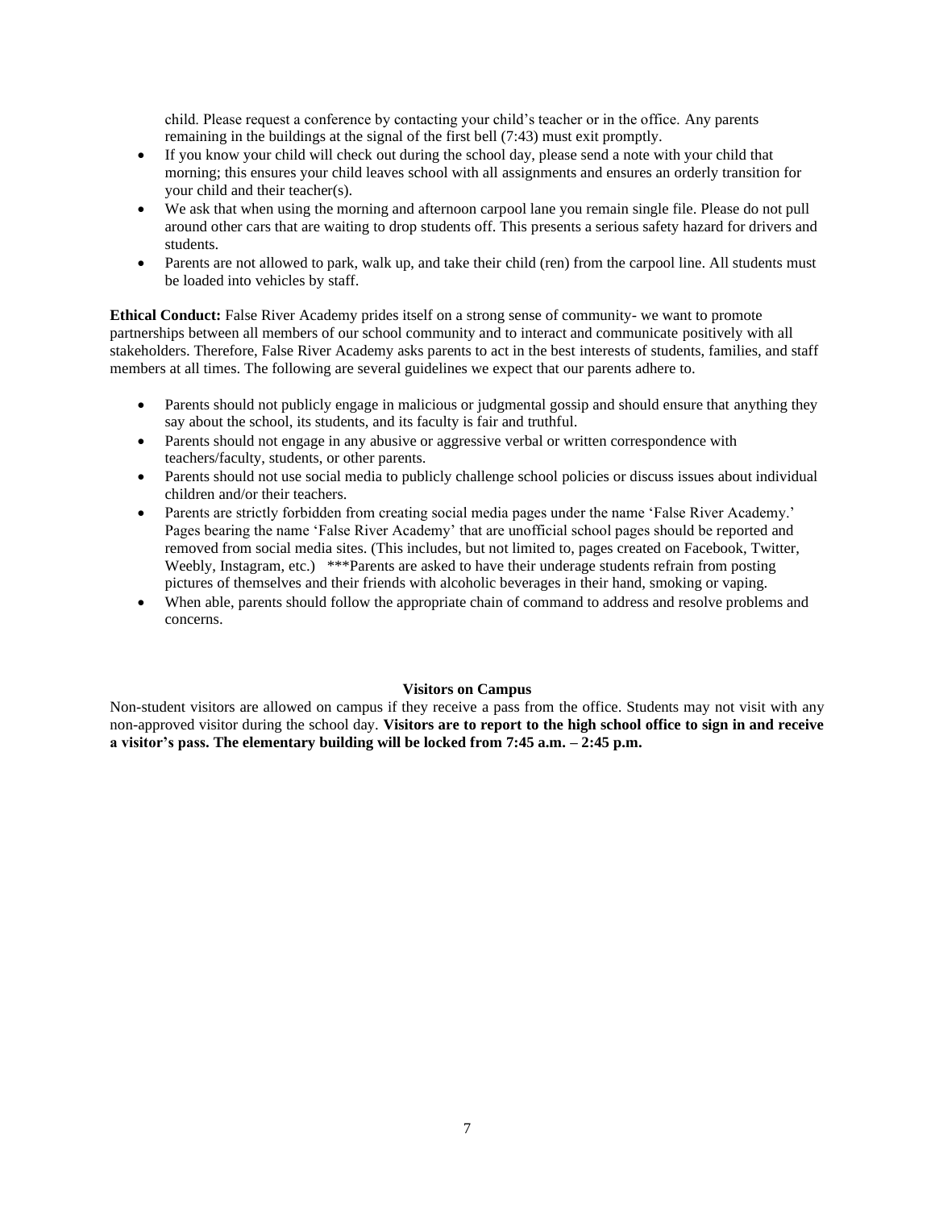child. Please request a conference by contacting your child's teacher or in the office. Any parents remaining in the buildings at the signal of the first bell (7:43) must exit promptly.

- If you know your child will check out during the school day, please send a note with your child that morning; this ensures your child leaves school with all assignments and ensures an orderly transition for your child and their teacher(s).
- We ask that when using the morning and afternoon carpool lane you remain single file. Please do not pull around other cars that are waiting to drop students off. This presents a serious safety hazard for drivers and students.
- Parents are not allowed to park, walk up, and take their child (ren) from the carpool line. All students must be loaded into vehicles by staff.

**Ethical Conduct:** False River Academy prides itself on a strong sense of community- we want to promote partnerships between all members of our school community and to interact and communicate positively with all stakeholders. Therefore, False River Academy asks parents to act in the best interests of students, families, and staff members at all times. The following are several guidelines we expect that our parents adhere to.

- Parents should not publicly engage in malicious or judgmental gossip and should ensure that anything they say about the school, its students, and its faculty is fair and truthful.
- Parents should not engage in any abusive or aggressive verbal or written correspondence with teachers/faculty, students, or other parents.
- Parents should not use social media to publicly challenge school policies or discuss issues about individual children and/or their teachers.
- Parents are strictly forbidden from creating social media pages under the name 'False River Academy.' Pages bearing the name 'False River Academy' that are unofficial school pages should be reported and removed from social media sites. (This includes, but not limited to, pages created on Facebook, Twitter, Weebly, Instagram, etc.) ***Parents are asked to have their underage students refrain from posting pictures of themselves and their friends with alcoholic beverages in their hand, smoking or vaping.
- When able, parents should follow the appropriate chain of command to address and resolve problems and concerns.

**Visitors on Campus**

Non-student visitors are allowed on campus if they receive a pass from the office. Students may not visit with any non-approved visitor during the school day. **Visitors are to report to the high school office to sign in and receive a visitor's pass. The elementary building will be locked from 7:45 a.m. – 2:45 p.m.**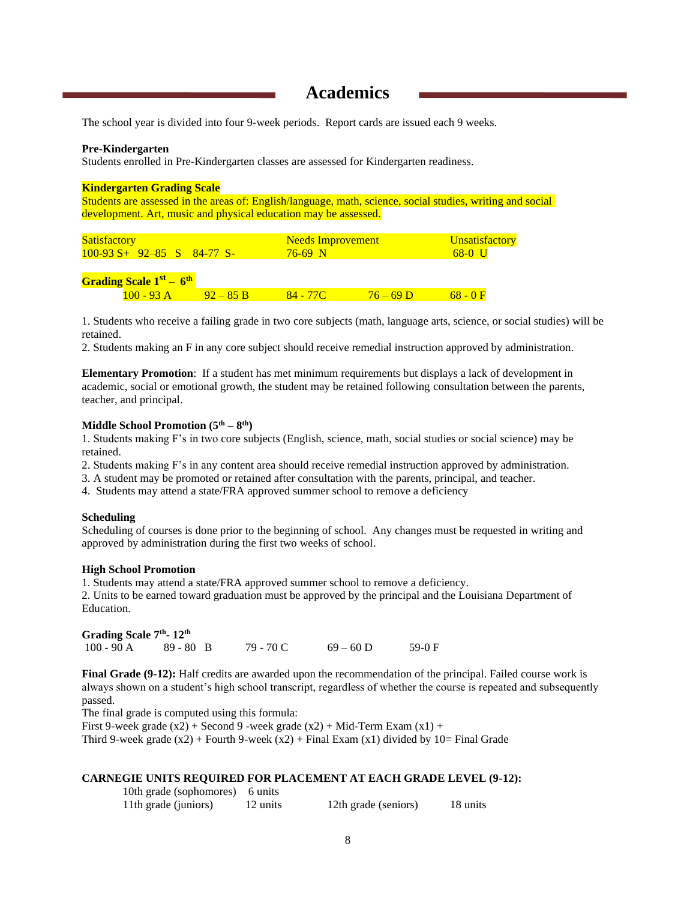# Academics

The school year is divided into four 9-week periods. Report cards are issued each 9 weeks.

**Pre-Kindergarten**
Students enrolled in Pre-Kindergarten classes are assessed for Kindergarten readiness.

**Kindergarten Grading Scale**
Students are assessed in the areas of: English/language, math, science, social studies, writing and social development. Art, music and physical education may be assessed.

| Satisfactory | Needs Improvement | Unsatisfactory |
|---|---|---|
| 100-93 S+ 92–85 S 84-77 S- | 76-69 N | 68-0 U |

**Grading Scale 1st – 6th**

| 100 - 93 A | 92 – 85 B | 84 - 77C | 76 – 69 D | 68 - 0 F |
|---|---|---|---|---|

1. Students who receive a failing grade in two core subjects (math, language arts, science, or social studies) will be retained.
2. Students making an F in any core subject should receive remedial instruction approved by administration.

**Elementary Promotion**: If a student has met minimum requirements but displays a lack of development in academic, social or emotional growth, the student may be retained following consultation between the parents, teacher, and principal.

**Middle School Promotion (5th – 8th)**
1. Students making F's in two core subjects (English, science, math, social studies or social science) may be retained.
2. Students making F's in any content area should receive remedial instruction approved by administration.
3. A student may be promoted or retained after consultation with the parents, principal, and teacher.
4. Students may attend a state/FRA approved summer school to remove a deficiency

**Scheduling**
Scheduling of courses is done prior to the beginning of school. Any changes must be requested in writing and approved by administration during the first two weeks of school.

**High School Promotion**
1. Students may attend a state/FRA approved summer school to remove a deficiency.
2. Units to be earned toward graduation must be approved by the principal and the Louisiana Department of Education.

**Grading Scale 7th- 12th**

| 100 - 90 A | 89 - 80 B | 79 - 70 C | 69 – 60 D | 59-0 F |
|---|---|---|---|---|

**Final Grade (9-12):** Half credits are awarded upon the recommendation of the principal. Failed course work is always shown on a student's high school transcript, regardless of whether the course is repeated and subsequently passed.
The final grade is computed using this formula:
First 9-week grade (x2) + Second 9 -week grade (x2) + Mid-Term Exam (x1) +
Third 9-week grade (x2) + Fourth 9-week (x2) + Final Exam (x1) divided by 10= Final Grade

**CARNEGIE UNITS REQUIRED FOR PLACEMENT AT EACH GRADE LEVEL (9-12):**

| | | | |
|---|---|---|---|
| 10th grade (sophomores) | 6 units | | |
| 11th grade (juniors) | 12 units | 12th grade (seniors) | 18 units |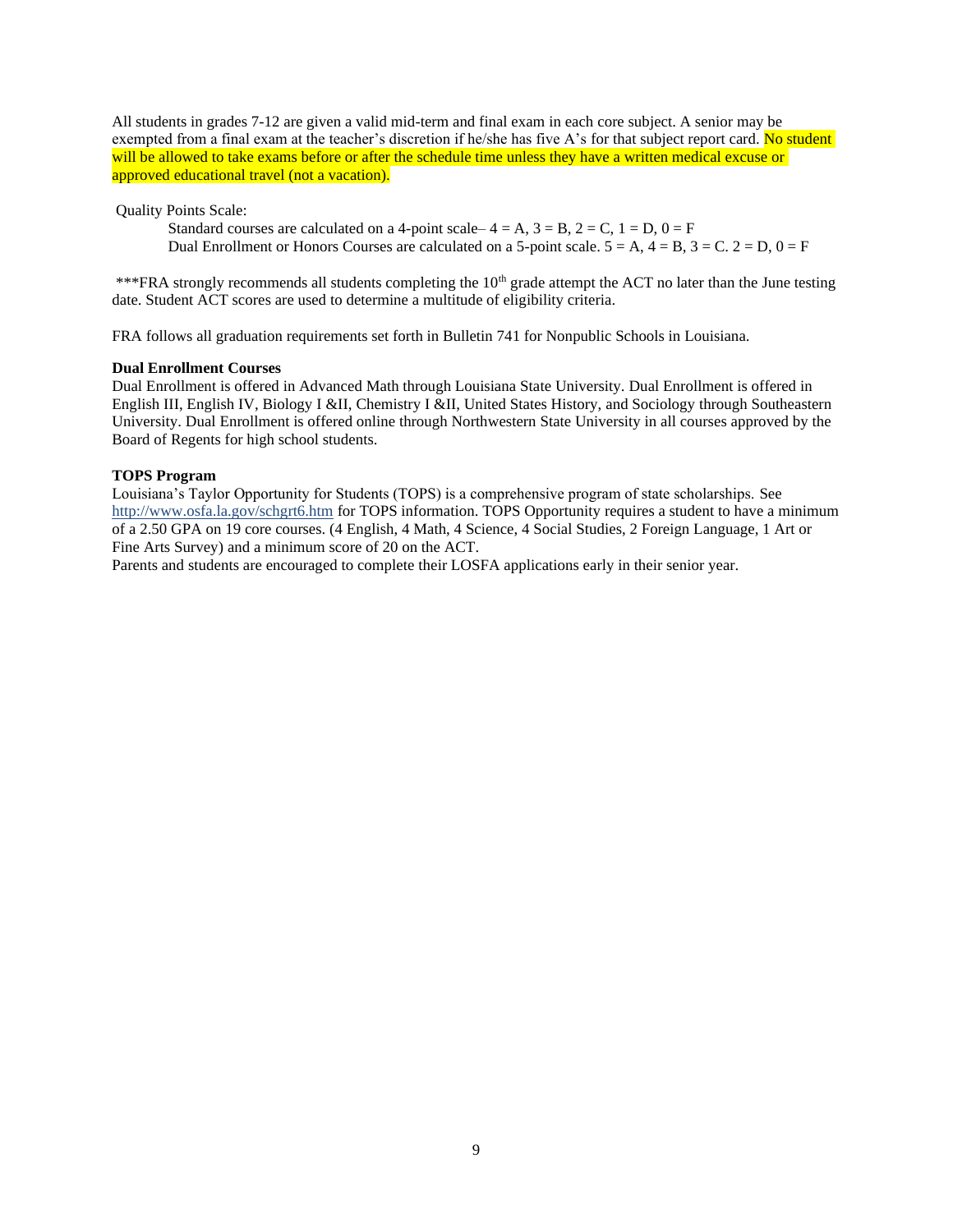All students in grades 7-12 are given a valid mid-term and final exam in each core subject. A senior may be exempted from a final exam at the teacher's discretion if he/she has five A's for that subject report card. No student will be allowed to take exams before or after the schedule time unless they have a written medical excuse or approved educational travel (not a vacation).

Quality Points Scale:

Standard courses are calculated on a 4-point scale– 4 = A, 3 = B, 2 = C, 1 = D, 0 = F

Dual Enrollment or Honors Courses are calculated on a 5-point scale. 5 = A, 4 = B, 3 = C. 2 = D, 0 = F

***FRA strongly recommends all students completing the 10th grade attempt the ACT no later than the June testing date. Student ACT scores are used to determine a multitude of eligibility criteria.

FRA follows all graduation requirements set forth in Bulletin 741 for Nonpublic Schools in Louisiana.

**Dual Enrollment Courses**

Dual Enrollment is offered in Advanced Math through Louisiana State University. Dual Enrollment is offered in English III, English IV, Biology I &II, Chemistry I &II, United States History, and Sociology through Southeastern University. Dual Enrollment is offered online through Northwestern State University in all courses approved by the Board of Regents for high school students.

**TOPS Program**

Louisiana's Taylor Opportunity for Students (TOPS) is a comprehensive program of state scholarships. See http://www.osfa.la.gov/schgrt6.htm for TOPS information. TOPS Opportunity requires a student to have a minimum of a 2.50 GPA on 19 core courses. (4 English, 4 Math, 4 Science, 4 Social Studies, 2 Foreign Language, 1 Art or Fine Arts Survey) and a minimum score of 20 on the ACT.

Parents and students are encouraged to complete their LOSFA applications early in their senior year.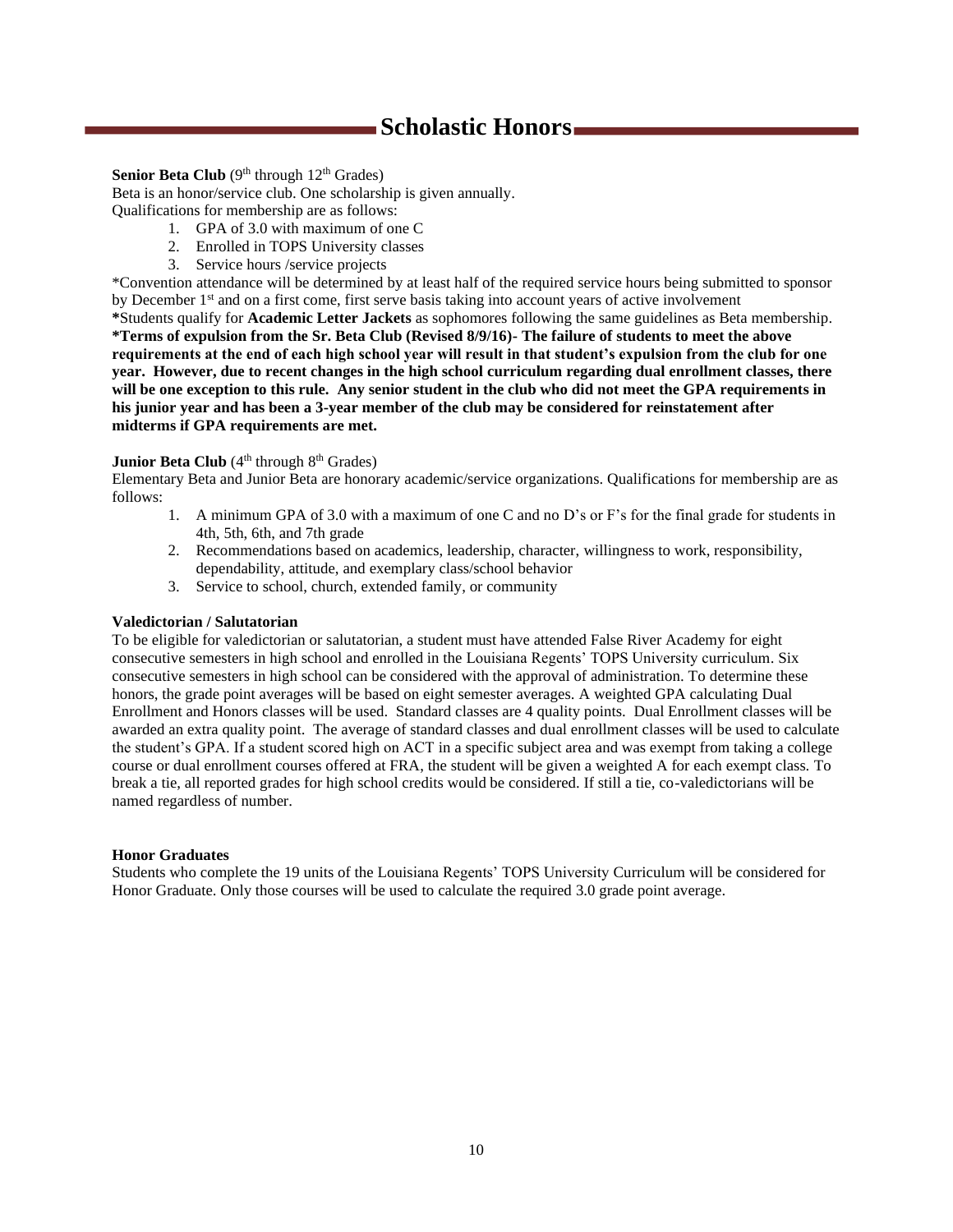# Scholastic Honors

**Senior Beta Club** (9th through 12th Grades)
Beta is an honor/service club. One scholarship is given annually.
Qualifications for membership are as follows:

1. GPA of 3.0 with maximum of one C
2. Enrolled in TOPS University classes
3. Service hours /service projects

*Convention attendance will be determined by at least half of the required service hours being submitted to sponsor by December 1st and on a first come, first serve basis taking into account years of active involvement
**\***Students qualify for **Academic Letter Jackets** as sophomores following the same guidelines as Beta membership.
**\*Terms of expulsion from the Sr. Beta Club (Revised 8/9/16)- The failure of students to meet the above requirements at the end of each high school year will result in that student's expulsion from the club for one year. However, due to recent changes in the high school curriculum regarding dual enrollment classes, there will be one exception to this rule. Any senior student in the club who did not meet the GPA requirements in his junior year and has been a 3-year member of the club may be considered for reinstatement after midterms if GPA requirements are met.**

**Junior Beta Club** (4th through 8th Grades)
Elementary Beta and Junior Beta are honorary academic/service organizations. Qualifications for membership are as follows:

1. A minimum GPA of 3.0 with a maximum of one C and no D's or F's for the final grade for students in 4th, 5th, 6th, and 7th grade
2. Recommendations based on academics, leadership, character, willingness to work, responsibility, dependability, attitude, and exemplary class/school behavior
3. Service to school, church, extended family, or community

**Valedictorian / Salutatorian**
To be eligible for valedictorian or salutatorian, a student must have attended False River Academy for eight consecutive semesters in high school and enrolled in the Louisiana Regents' TOPS University curriculum. Six consecutive semesters in high school can be considered with the approval of administration. To determine these honors, the grade point averages will be based on eight semester averages. A weighted GPA calculating Dual Enrollment and Honors classes will be used. Standard classes are 4 quality points. Dual Enrollment classes will be awarded an extra quality point. The average of standard classes and dual enrollment classes will be used to calculate the student's GPA. If a student scored high on ACT in a specific subject area and was exempt from taking a college course or dual enrollment courses offered at FRA, the student will be given a weighted A for each exempt class. To break a tie, all reported grades for high school credits would be considered. If still a tie, co-valedictorians will be named regardless of number.

**Honor Graduates**
Students who complete the 19 units of the Louisiana Regents' TOPS University Curriculum will be considered for Honor Graduate. Only those courses will be used to calculate the required 3.0 grade point average.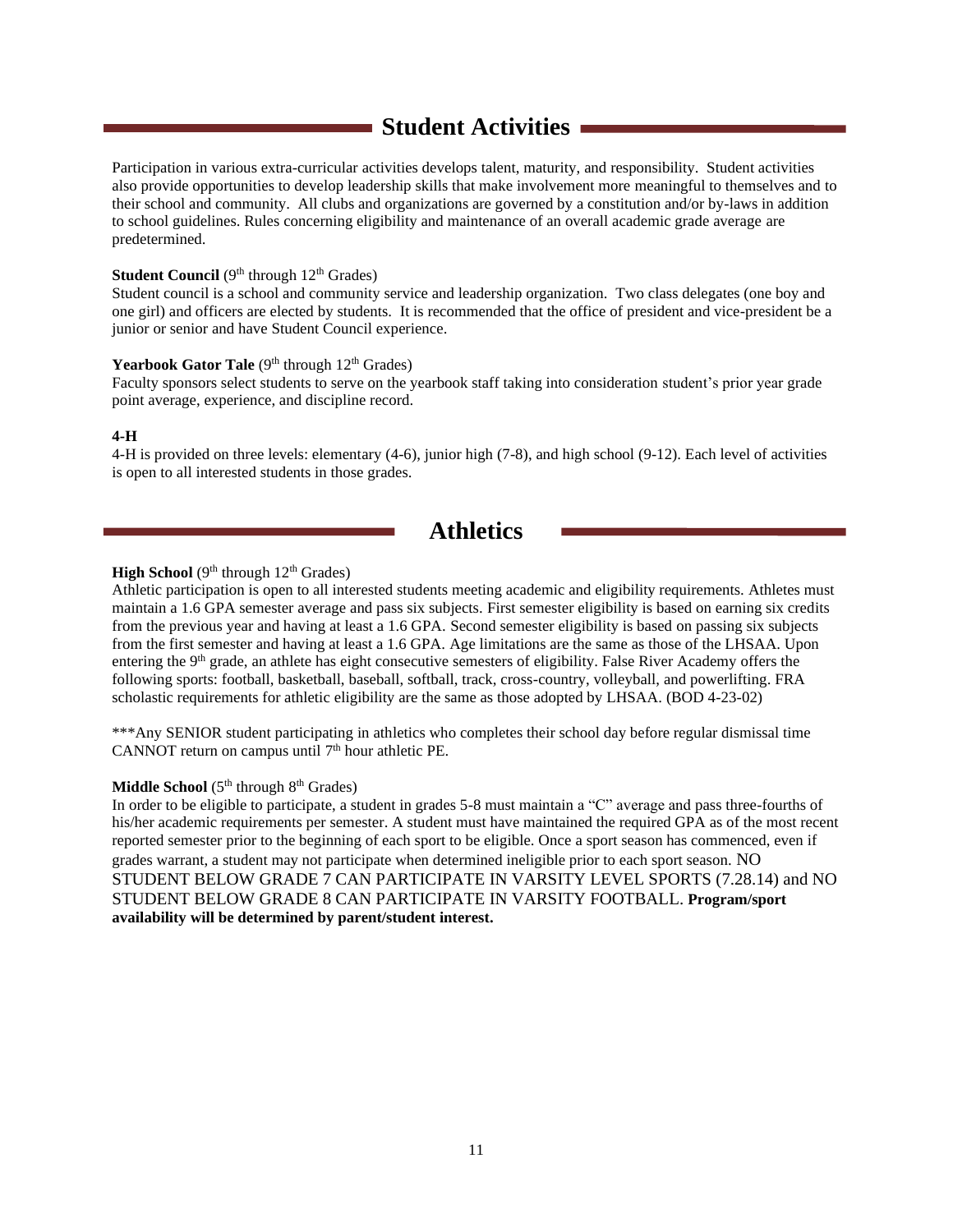## Student Activities

Participation in various extra-curricular activities develops talent, maturity, and responsibility. Student activities also provide opportunities to develop leadership skills that make involvement more meaningful to themselves and to their school and community. All clubs and organizations are governed by a constitution and/or by-laws in addition to school guidelines. Rules concerning eligibility and maintenance of an overall academic grade average are predetermined.

**Student Council** (9th through 12th Grades)
Student council is a school and community service and leadership organization. Two class delegates (one boy and one girl) and officers are elected by students. It is recommended that the office of president and vice-president be a junior or senior and have Student Council experience.

**Yearbook Gator Tale** (9th through 12th Grades)
Faculty sponsors select students to serve on the yearbook staff taking into consideration student's prior year grade point average, experience, and discipline record.

**4-H**
4-H is provided on three levels: elementary (4-6), junior high (7-8), and high school (9-12). Each level of activities is open to all interested students in those grades.

## Athletics

**High School** (9th through 12th Grades)
Athletic participation is open to all interested students meeting academic and eligibility requirements. Athletes must maintain a 1.6 GPA semester average and pass six subjects. First semester eligibility is based on earning six credits from the previous year and having at least a 1.6 GPA. Second semester eligibility is based on passing six subjects from the first semester and having at least a 1.6 GPA. Age limitations are the same as those of the LHSAA. Upon entering the 9th grade, an athlete has eight consecutive semesters of eligibility. False River Academy offers the following sports: football, basketball, baseball, softball, track, cross-country, volleyball, and powerlifting. FRA scholastic requirements for athletic eligibility are the same as those adopted by LHSAA. (BOD 4-23-02)

***Any SENIOR student participating in athletics who completes their school day before regular dismissal time CANNOT return on campus until 7th hour athletic PE.

**Middle School** (5th through 8th Grades)
In order to be eligible to participate, a student in grades 5-8 must maintain a "C" average and pass three-fourths of his/her academic requirements per semester. A student must have maintained the required GPA as of the most recent reported semester prior to the beginning of each sport to be eligible. Once a sport season has commenced, even if grades warrant, a student may not participate when determined ineligible prior to each sport season. NO STUDENT BELOW GRADE 7 CAN PARTICIPATE IN VARSITY LEVEL SPORTS (7.28.14) and NO STUDENT BELOW GRADE 8 CAN PARTICIPATE IN VARSITY FOOTBALL. **Program/sport availability will be determined by parent/student interest.**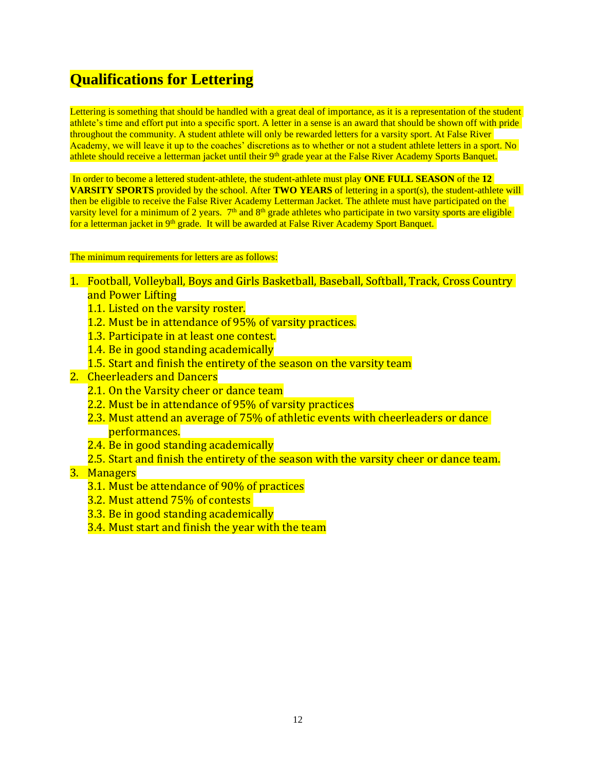# Qualifications for Lettering

Lettering is something that should be handled with a great deal of importance, as it is a representation of the student athlete's time and effort put into a specific sport. A letter in a sense is an award that should be shown off with pride throughout the community. A student athlete will only be rewarded letters for a varsity sport. At False River Academy, we will leave it up to the coaches' discretions as to whether or not a student athlete letters in a sport. No athlete should receive a letterman jacket until their 9th grade year at the False River Academy Sports Banquet.

In order to become a lettered student-athlete, the student-athlete must play **ONE FULL SEASON** of the **12 VARSITY SPORTS** provided by the school. After **TWO YEARS** of lettering in a sport(s), the student-athlete will then be eligible to receive the False River Academy Letterman Jacket. The athlete must have participated on the varsity level for a minimum of 2 years. 7th and 8th grade athletes who participate in two varsity sports are eligible for a letterman jacket in 9th grade. It will be awarded at False River Academy Sport Banquet.

The minimum requirements for letters are as follows:

1. Football, Volleyball, Boys and Girls Basketball, Baseball, Softball, Track, Cross Country and Power Lifting
   - 1.1. Listed on the varsity roster.
   - 1.2. Must be in attendance of 95% of varsity practices.
   - 1.3. Participate in at least one contest.
   - 1.4. Be in good standing academically
   - 1.5. Start and finish the entirety of the season on the varsity team
2. Cheerleaders and Dancers
   - 2.1. On the Varsity cheer or dance team
   - 2.2. Must be in attendance of 95% of varsity practices
   - 2.3. Must attend an average of 75% of athletic events with cheerleaders or dance performances.
   - 2.4. Be in good standing academically
   - 2.5. Start and finish the entirety of the season with the varsity cheer or dance team.
3. Managers
   - 3.1. Must be attendance of 90% of practices
   - 3.2. Must attend 75% of contests
   - 3.3. Be in good standing academically
   - 3.4. Must start and finish the year with the team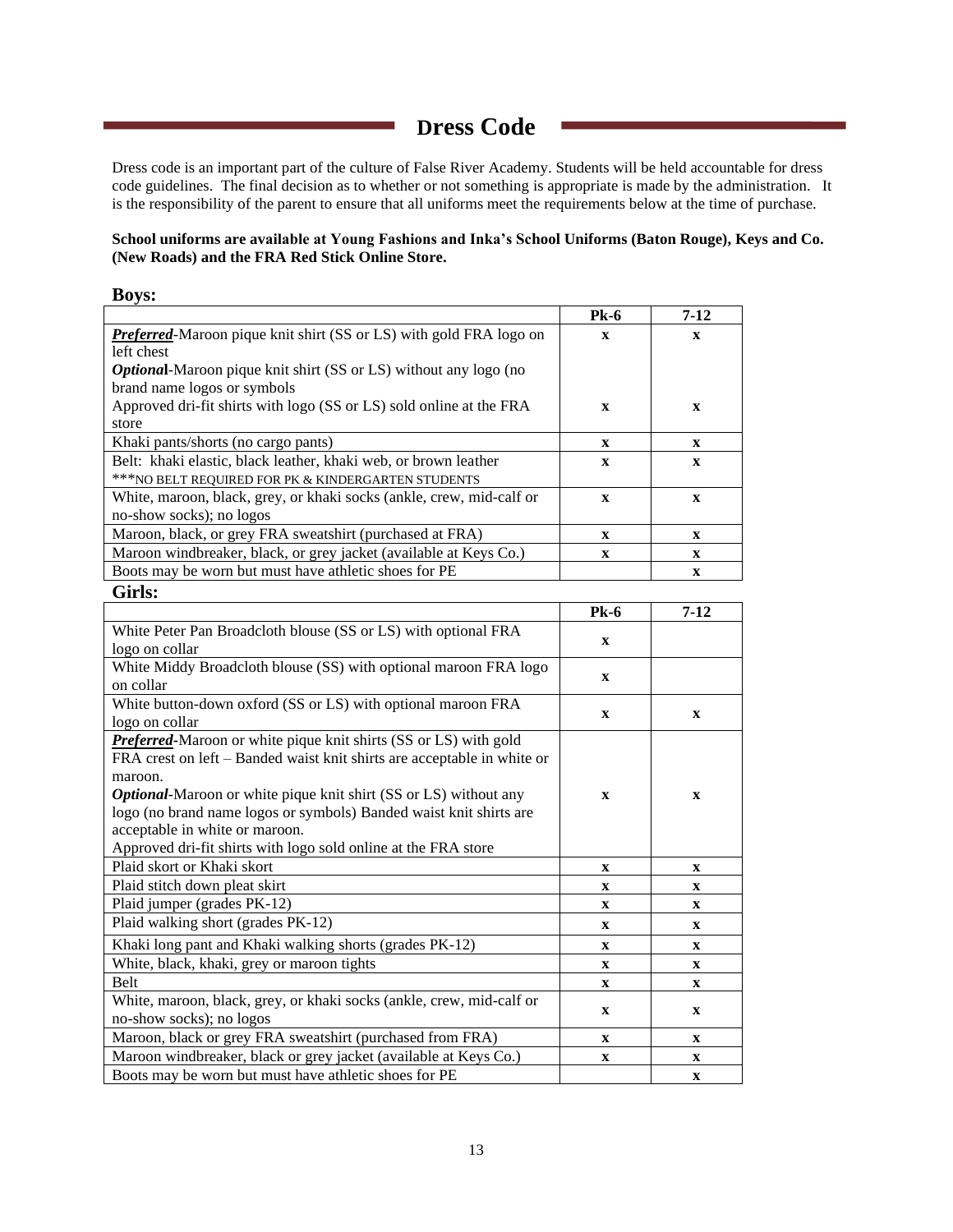# Dress Code

Dress code is an important part of the culture of False River Academy. Students will be held accountable for dress code guidelines. The final decision as to whether or not something is appropriate is made by the administration. It is the responsibility of the parent to ensure that all uniforms meet the requirements below at the time of purchase.

**School uniforms are available at Young Fashions and Inka's School Uniforms (Baton Rouge), Keys and Co. (New Roads) and the FRA Red Stick Online Store.**

## Boys:

| | Pk-6 | 7-12 |
|---|---|---|
| ***Preferred***-Maroon pique knit shirt (SS or LS) with gold FRA logo on left chest<br>***Optional***-Maroon pique knit shirt (SS or LS) without any logo (no brand name logos or symbols | x | x |
| Approved dri-fit shirts with logo (SS or LS) sold online at the FRA store | x | x |
| Khaki pants/shorts (no cargo pants) | x | x |
| Belt: khaki elastic, black leather, khaki web, or brown leather<br>***NO BELT REQUIRED FOR PK & KINDERGARTEN STUDENTS | x | x |
| White, maroon, black, grey, or khaki socks (ankle, crew, mid-calf or no-show socks); no logos | x | x |
| Maroon, black, or grey FRA sweatshirt (purchased at FRA) | x | x |
| Maroon windbreaker, black, or grey jacket (available at Keys Co.) | x | x |
| Boots may be worn but must have athletic shoes for PE | | x |

## Girls:

| | Pk-6 | 7-12 |
|---|---|---|
| White Peter Pan Broadcloth blouse (SS or LS) with optional FRA logo on collar | x | |
| White Middy Broadcloth blouse (SS) with optional maroon FRA logo on collar | x | |
| White button-down oxford (SS or LS) with optional maroon FRA logo on collar | x | x |
| ***Preferred***-Maroon or white pique knit shirts (SS or LS) with gold FRA crest on left – Banded waist knit shirts are acceptable in white or maroon.<br>***Optional***-Maroon or white pique knit shirt (SS or LS) without any logo (no brand name logos or symbols) Banded waist knit shirts are acceptable in white or maroon.<br>Approved dri-fit shirts with logo sold online at the FRA store | x | x |
| Plaid skort or Khaki skort | x | x |
| Plaid stitch down pleat skirt | x | x |
| Plaid jumper (grades PK-12) | x | x |
| Plaid walking short (grades PK-12) | x | x |
| Khaki long pant and Khaki walking shorts (grades PK-12) | x | x |
| White, black, khaki, grey or maroon tights | x | x |
| Belt | x | x |
| White, maroon, black, grey, or khaki socks (ankle, crew, mid-calf or no-show socks); no logos | x | x |
| Maroon, black or grey FRA sweatshirt (purchased from FRA) | x | x |
| Maroon windbreaker, black or grey jacket (available at Keys Co.) | x | x |
| Boots may be worn but must have athletic shoes for PE | | x |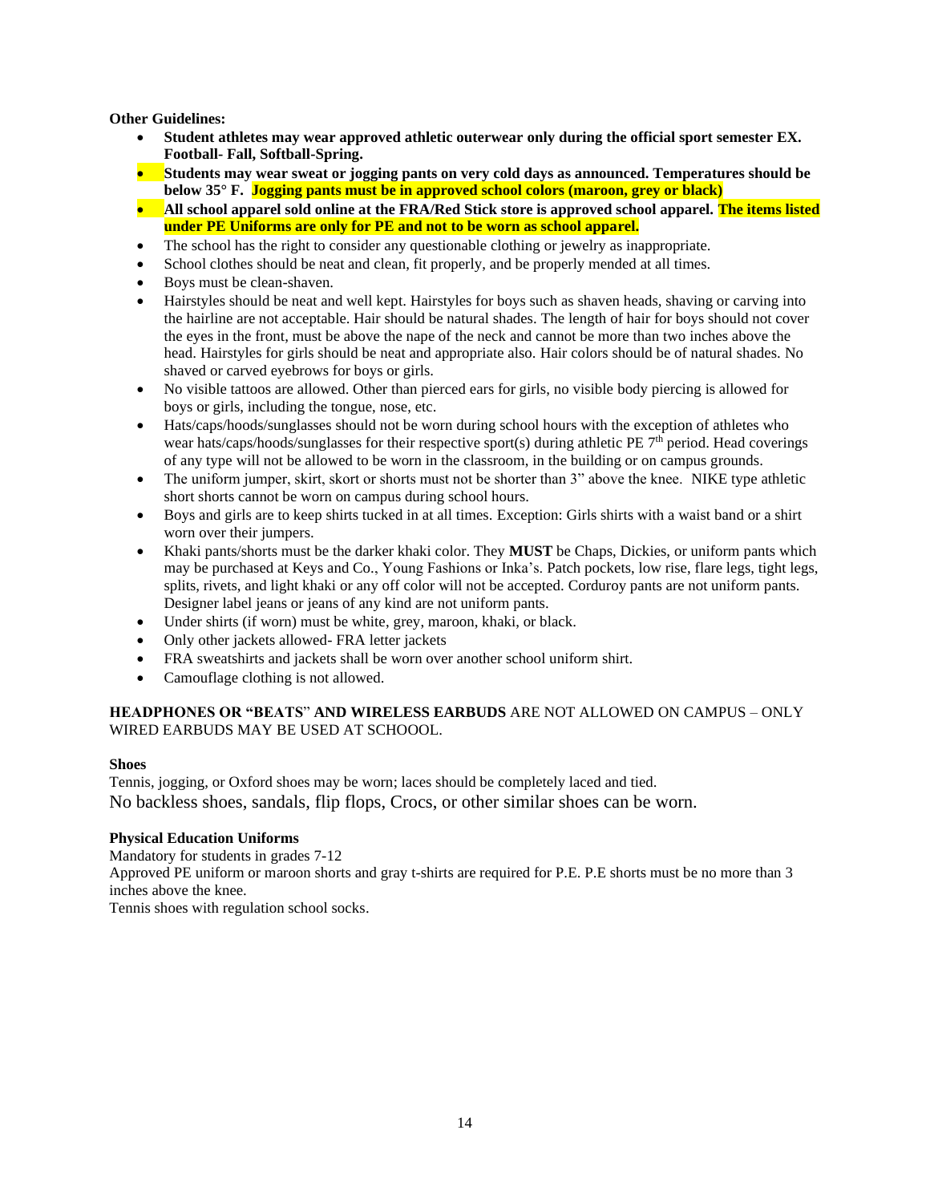**Other Guidelines:**

- **Student athletes may wear approved athletic outerwear only during the official sport semester EX. Football- Fall, Softball-Spring.**
- **Students may wear sweat or jogging pants on very cold days as announced. Temperatures should be below 35° F. Jogging pants must be in approved school colors (maroon, grey or black)**
- **All school apparel sold online at the FRA/Red Stick store is approved school apparel. The items listed under PE Uniforms are only for PE and not to be worn as school apparel.**
- The school has the right to consider any questionable clothing or jewelry as inappropriate.
- School clothes should be neat and clean, fit properly, and be properly mended at all times.
- Boys must be clean-shaven.
- Hairstyles should be neat and well kept. Hairstyles for boys such as shaven heads, shaving or carving into the hairline are not acceptable. Hair should be natural shades. The length of hair for boys should not cover the eyes in the front, must be above the nape of the neck and cannot be more than two inches above the head. Hairstyles for girls should be neat and appropriate also. Hair colors should be of natural shades. No shaved or carved eyebrows for boys or girls.
- No visible tattoos are allowed. Other than pierced ears for girls, no visible body piercing is allowed for boys or girls, including the tongue, nose, etc.
- Hats/caps/hoods/sunglasses should not be worn during school hours with the exception of athletes who wear hats/caps/hoods/sunglasses for their respective sport(s) during athletic PE 7th period. Head coverings of any type will not be allowed to be worn in the classroom, in the building or on campus grounds.
- The uniform jumper, skirt, skort or shorts must not be shorter than 3" above the knee. NIKE type athletic short shorts cannot be worn on campus during school hours.
- Boys and girls are to keep shirts tucked in at all times. Exception: Girls shirts with a waist band or a shirt worn over their jumpers.
- Khaki pants/shorts must be the darker khaki color. They **MUST** be Chaps, Dickies, or uniform pants which may be purchased at Keys and Co., Young Fashions or Inka's. Patch pockets, low rise, flare legs, tight legs, splits, rivets, and light khaki or any off color will not be accepted. Corduroy pants are not uniform pants. Designer label jeans or jeans of any kind are not uniform pants.
- Under shirts (if worn) must be white, grey, maroon, khaki, or black.
- Only other jackets allowed- FRA letter jackets
- FRA sweatshirts and jackets shall be worn over another school uniform shirt.
- Camouflage clothing is not allowed.

**HEADPHONES OR "BEATS" AND WIRELESS EARBUDS** ARE NOT ALLOWED ON CAMPUS – ONLY WIRED EARBUDS MAY BE USED AT SCHOOOL.

**Shoes**

Tennis, jogging, or Oxford shoes may be worn; laces should be completely laced and tied.
No backless shoes, sandals, flip flops, Crocs, or other similar shoes can be worn.

**Physical Education Uniforms**

Mandatory for students in grades 7-12
Approved PE uniform or maroon shorts and gray t-shirts are required for P.E. P.E shorts must be no more than 3 inches above the knee.
Tennis shoes with regulation school socks.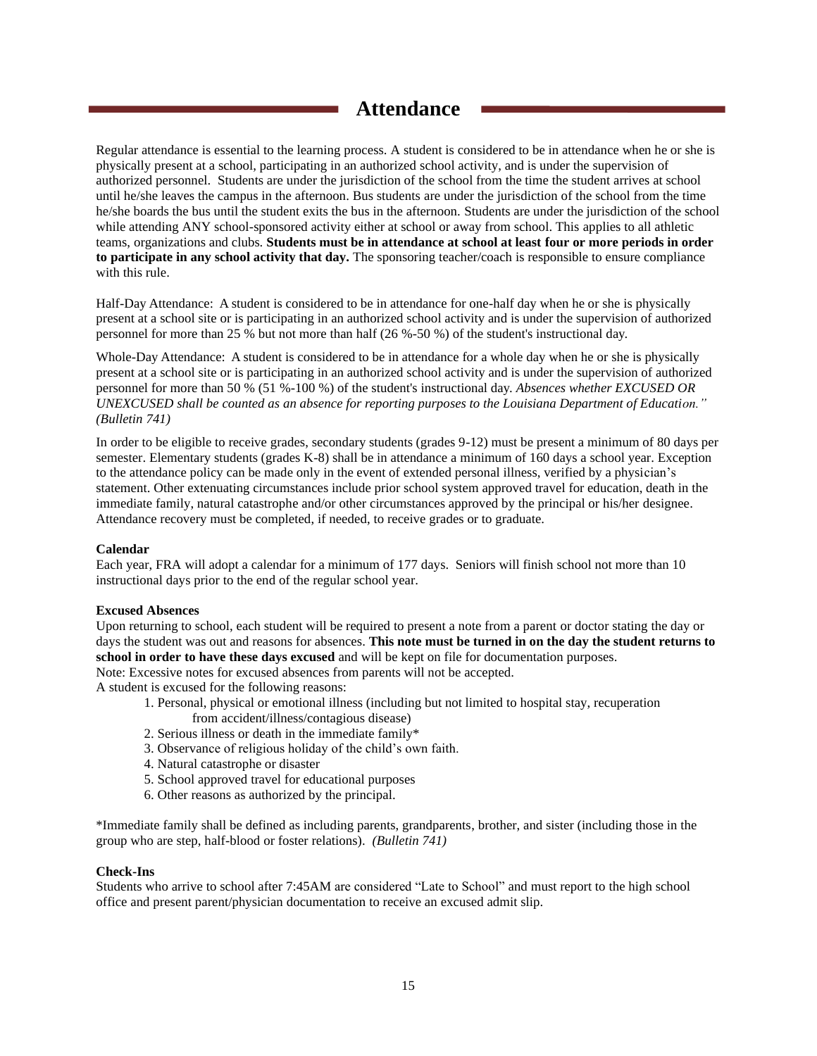# Attendance

Regular attendance is essential to the learning process. A student is considered to be in attendance when he or she is physically present at a school, participating in an authorized school activity, and is under the supervision of authorized personnel. Students are under the jurisdiction of the school from the time the student arrives at school until he/she leaves the campus in the afternoon. Bus students are under the jurisdiction of the school from the time he/she boards the bus until the student exits the bus in the afternoon. Students are under the jurisdiction of the school while attending ANY school-sponsored activity either at school or away from school. This applies to all athletic teams, organizations and clubs. **Students must be in attendance at school at least four or more periods in order to participate in any school activity that day.** The sponsoring teacher/coach is responsible to ensure compliance with this rule.

Half-Day Attendance: A student is considered to be in attendance for one-half day when he or she is physically present at a school site or is participating in an authorized school activity and is under the supervision of authorized personnel for more than 25 % but not more than half (26 %-50 %) of the student's instructional day.

Whole-Day Attendance: A student is considered to be in attendance for a whole day when he or she is physically present at a school site or is participating in an authorized school activity and is under the supervision of authorized personnel for more than 50 % (51 %-100 %) of the student's instructional day. *Absences whether EXCUSED OR UNEXCUSED shall be counted as an absence for reporting purposes to the Louisiana Department of Education." (Bulletin 741)*

In order to be eligible to receive grades, secondary students (grades 9-12) must be present a minimum of 80 days per semester. Elementary students (grades K-8) shall be in attendance a minimum of 160 days a school year. Exception to the attendance policy can be made only in the event of extended personal illness, verified by a physician's statement. Other extenuating circumstances include prior school system approved travel for education, death in the immediate family, natural catastrophe and/or other circumstances approved by the principal or his/her designee. Attendance recovery must be completed, if needed, to receive grades or to graduate.

**Calendar**

Each year, FRA will adopt a calendar for a minimum of 177 days. Seniors will finish school not more than 10 instructional days prior to the end of the regular school year.

**Excused Absences**

Upon returning to school, each student will be required to present a note from a parent or doctor stating the day or days the student was out and reasons for absences. **This note must be turned in on the day the student returns to school in order to have these days excused** and will be kept on file for documentation purposes.

Note: Excessive notes for excused absences from parents will not be accepted.

A student is excused for the following reasons:

1. Personal, physical or emotional illness (including but not limited to hospital stay, recuperation from accident/illness/contagious disease)
2. Serious illness or death in the immediate family*
3. Observance of religious holiday of the child's own faith.
4. Natural catastrophe or disaster
5. School approved travel for educational purposes
6. Other reasons as authorized by the principal.

*Immediate family shall be defined as including parents, grandparents, brother, and sister (including those in the group who are step, half-blood or foster relations). *(Bulletin 741)*

**Check-Ins**

Students who arrive to school after 7:45AM are considered "Late to School" and must report to the high school office and present parent/physician documentation to receive an excused admit slip.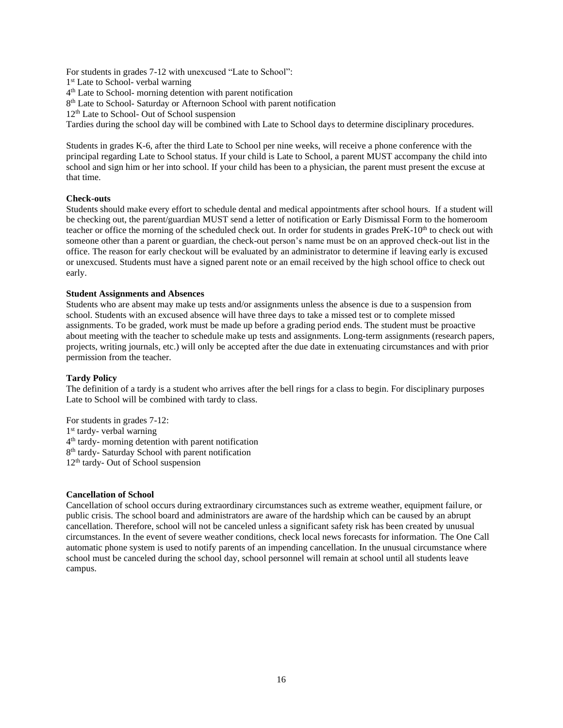For students in grades 7-12 with unexcused "Late to School":
1st Late to School- verbal warning
4th Late to School- morning detention with parent notification
8th Late to School- Saturday or Afternoon School with parent notification
12th Late to School- Out of School suspension
Tardies during the school day will be combined with Late to School days to determine disciplinary procedures.

Students in grades K-6, after the third Late to School per nine weeks, will receive a phone conference with the principal regarding Late to School status. If your child is Late to School, a parent MUST accompany the child into school and sign him or her into school. If your child has been to a physician, the parent must present the excuse at that time.

**Check-outs**
Students should make every effort to schedule dental and medical appointments after school hours. If a student will be checking out, the parent/guardian MUST send a letter of notification or Early Dismissal Form to the homeroom teacher or office the morning of the scheduled check out. In order for students in grades PreK-10th to check out with someone other than a parent or guardian, the check-out person's name must be on an approved check-out list in the office. The reason for early checkout will be evaluated by an administrator to determine if leaving early is excused or unexcused. Students must have a signed parent note or an email received by the high school office to check out early.

**Student Assignments and Absences**
Students who are absent may make up tests and/or assignments unless the absence is due to a suspension from school. Students with an excused absence will have three days to take a missed test or to complete missed assignments. To be graded, work must be made up before a grading period ends. The student must be proactive about meeting with the teacher to schedule make up tests and assignments. Long-term assignments (research papers, projects, writing journals, etc.) will only be accepted after the due date in extenuating circumstances and with prior permission from the teacher.

**Tardy Policy**
The definition of a tardy is a student who arrives after the bell rings for a class to begin. For disciplinary purposes Late to School will be combined with tardy to class.

For students in grades 7-12:
1st tardy- verbal warning
4th tardy- morning detention with parent notification
8th tardy- Saturday School with parent notification
12th tardy- Out of School suspension

**Cancellation of School**
Cancellation of school occurs during extraordinary circumstances such as extreme weather, equipment failure, or public crisis. The school board and administrators are aware of the hardship which can be caused by an abrupt cancellation. Therefore, school will not be canceled unless a significant safety risk has been created by unusual circumstances. In the event of severe weather conditions, check local news forecasts for information. The One Call automatic phone system is used to notify parents of an impending cancellation. In the unusual circumstance where school must be canceled during the school day, school personnel will remain at school until all students leave campus.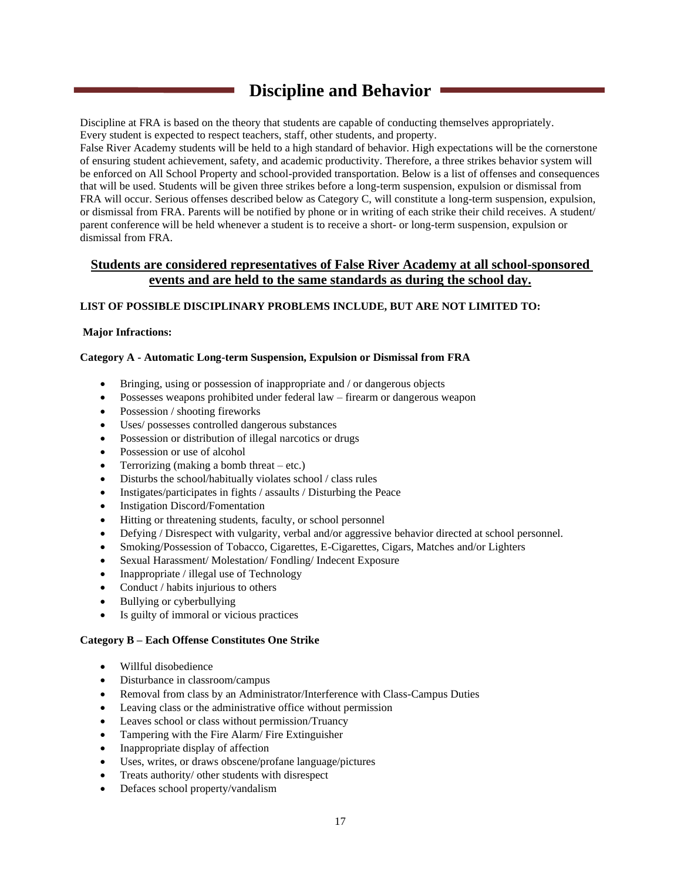# Discipline and Behavior

Discipline at FRA is based on the theory that students are capable of conducting themselves appropriately. Every student is expected to respect teachers, staff, other students, and property.
False River Academy students will be held to a high standard of behavior. High expectations will be the cornerstone of ensuring student achievement, safety, and academic productivity. Therefore, a three strikes behavior system will be enforced on All School Property and school-provided transportation. Below is a list of offenses and consequences that will be used. Students will be given three strikes before a long-term suspension, expulsion or dismissal from FRA will occur. Serious offenses described below as Category C, will constitute a long-term suspension, expulsion, or dismissal from FRA. Parents will be notified by phone or in writing of each strike their child receives. A student/ parent conference will be held whenever a student is to receive a short- or long-term suspension, expulsion or dismissal from FRA.

**Students are considered representatives of False River Academy at all school-sponsored events and are held to the same standards as during the school day.**

**LIST OF POSSIBLE DISCIPLINARY PROBLEMS INCLUDE, BUT ARE NOT LIMITED TO:**

**Major Infractions:**

**Category A - Automatic Long-term Suspension, Expulsion or Dismissal from FRA**

- Bringing, using or possession of inappropriate and / or dangerous objects
- Possesses weapons prohibited under federal law – firearm or dangerous weapon
- Possession / shooting fireworks
- Uses/ possesses controlled dangerous substances
- Possession or distribution of illegal narcotics or drugs
- Possession or use of alcohol
- Terrorizing (making a bomb threat – etc.)
- Disturbs the school/habitually violates school / class rules
- Instigates/participates in fights / assaults / Disturbing the Peace
- Instigation Discord/Fomentation
- Hitting or threatening students, faculty, or school personnel
- Defying / Disrespect with vulgarity, verbal and/or aggressive behavior directed at school personnel.
- Smoking/Possession of Tobacco, Cigarettes, E-Cigarettes, Cigars, Matches and/or Lighters
- Sexual Harassment/ Molestation/ Fondling/ Indecent Exposure
- Inappropriate / illegal use of Technology
- Conduct / habits injurious to others
- Bullying or cyberbullying
- Is guilty of immoral or vicious practices

**Category B – Each Offense Constitutes One Strike**

- Willful disobedience
- Disturbance in classroom/campus
- Removal from class by an Administrator/Interference with Class-Campus Duties
- Leaving class or the administrative office without permission
- Leaves school or class without permission/Truancy
- Tampering with the Fire Alarm/ Fire Extinguisher
- Inappropriate display of affection
- Uses, writes, or draws obscene/profane language/pictures
- Treats authority/ other students with disrespect
- Defaces school property/vandalism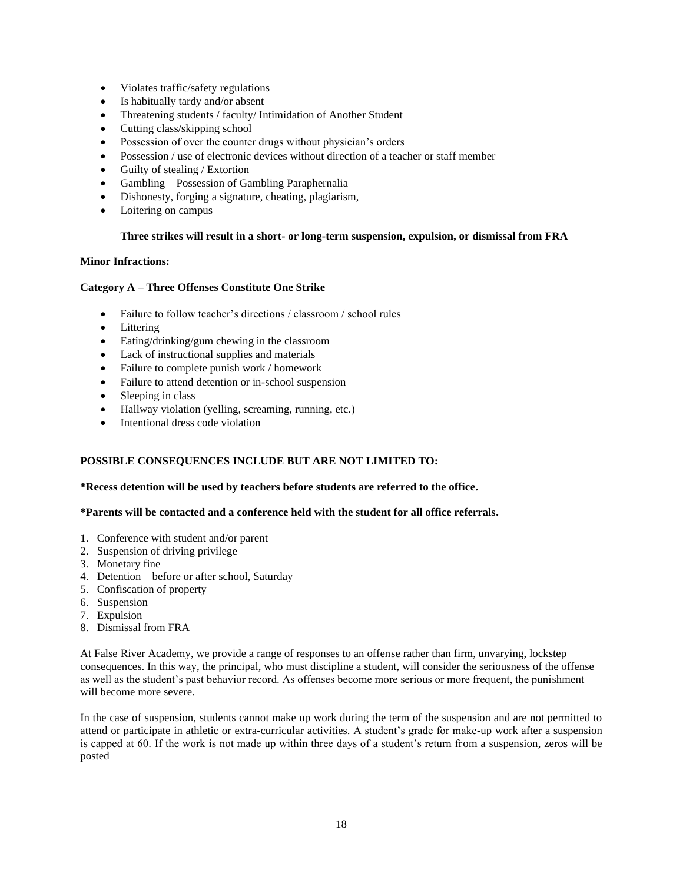- Violates traffic/safety regulations
- Is habitually tardy and/or absent
- Threatening students / faculty/ Intimidation of Another Student
- Cutting class/skipping school
- Possession of over the counter drugs without physician's orders
- Possession / use of electronic devices without direction of a teacher or staff member
- Guilty of stealing / Extortion
- Gambling – Possession of Gambling Paraphernalia
- Dishonesty, forging a signature, cheating, plagiarism,
- Loitering on campus

**Three strikes will result in a short- or long-term suspension, expulsion, or dismissal from FRA**

**Minor Infractions:**

**Category A – Three Offenses Constitute One Strike**

- Failure to follow teacher's directions / classroom / school rules
- Littering
- Eating/drinking/gum chewing in the classroom
- Lack of instructional supplies and materials
- Failure to complete punish work / homework
- Failure to attend detention or in-school suspension
- Sleeping in class
- Hallway violation (yelling, screaming, running, etc.)
- Intentional dress code violation

**POSSIBLE CONSEQUENCES INCLUDE BUT ARE NOT LIMITED TO:**

**\*Recess detention will be used by teachers before students are referred to the office.**

**\*Parents will be contacted and a conference held with the student for all office referrals.**

1. Conference with student and/or parent
2. Suspension of driving privilege
3. Monetary fine
4. Detention – before or after school, Saturday
5. Confiscation of property
6. Suspension
7. Expulsion
8. Dismissal from FRA

At False River Academy, we provide a range of responses to an offense rather than firm, unvarying, lockstep consequences. In this way, the principal, who must discipline a student, will consider the seriousness of the offense as well as the student's past behavior record. As offenses become more serious or more frequent, the punishment will become more severe.

In the case of suspension, students cannot make up work during the term of the suspension and are not permitted to attend or participate in athletic or extra-curricular activities. A student's grade for make-up work after a suspension is capped at 60. If the work is not made up within three days of a student's return from a suspension, zeros will be posted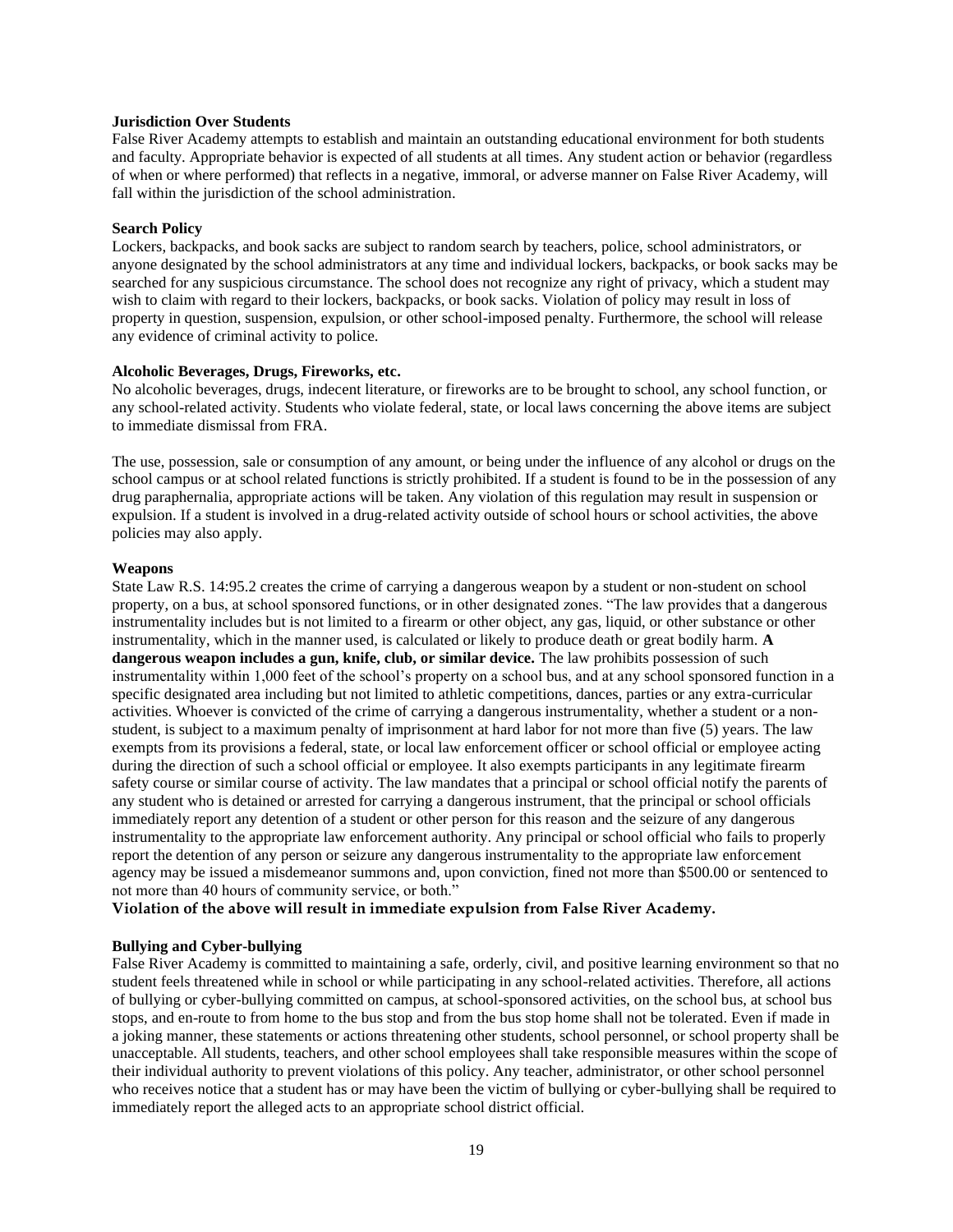**Jurisdiction Over Students**

False River Academy attempts to establish and maintain an outstanding educational environment for both students and faculty. Appropriate behavior is expected of all students at all times. Any student action or behavior (regardless of when or where performed) that reflects in a negative, immoral, or adverse manner on False River Academy, will fall within the jurisdiction of the school administration.

**Search Policy**

Lockers, backpacks, and book sacks are subject to random search by teachers, police, school administrators, or anyone designated by the school administrators at any time and individual lockers, backpacks, or book sacks may be searched for any suspicious circumstance. The school does not recognize any right of privacy, which a student may wish to claim with regard to their lockers, backpacks, or book sacks. Violation of policy may result in loss of property in question, suspension, expulsion, or other school-imposed penalty. Furthermore, the school will release any evidence of criminal activity to police.

**Alcoholic Beverages, Drugs, Fireworks, etc.**

No alcoholic beverages, drugs, indecent literature, or fireworks are to be brought to school, any school function, or any school-related activity. Students who violate federal, state, or local laws concerning the above items are subject to immediate dismissal from FRA.

The use, possession, sale or consumption of any amount, or being under the influence of any alcohol or drugs on the school campus or at school related functions is strictly prohibited. If a student is found to be in the possession of any drug paraphernalia, appropriate actions will be taken. Any violation of this regulation may result in suspension or expulsion. If a student is involved in a drug-related activity outside of school hours or school activities, the above policies may also apply.

**Weapons**

State Law R.S. 14:95.2 creates the crime of carrying a dangerous weapon by a student or non-student on school property, on a bus, at school sponsored functions, or in other designated zones. "The law provides that a dangerous instrumentality includes but is not limited to a firearm or other object, any gas, liquid, or other substance or other instrumentality, which in the manner used, is calculated or likely to produce death or great bodily harm. **A dangerous weapon includes a gun, knife, club, or similar device.** The law prohibits possession of such instrumentality within 1,000 feet of the school's property on a school bus, and at any school sponsored function in a specific designated area including but not limited to athletic competitions, dances, parties or any extra-curricular activities. Whoever is convicted of the crime of carrying a dangerous instrumentality, whether a student or a non-student, is subject to a maximum penalty of imprisonment at hard labor for not more than five (5) years. The law exempts from its provisions a federal, state, or local law enforcement officer or school official or employee acting during the direction of such a school official or employee. It also exempts participants in any legitimate firearm safety course or similar course of activity. The law mandates that a principal or school official notify the parents of any student who is detained or arrested for carrying a dangerous instrument, that the principal or school officials immediately report any detention of a student or other person for this reason and the seizure of any dangerous instrumentality to the appropriate law enforcement authority. Any principal or school official who fails to properly report the detention of any person or seizure any dangerous instrumentality to the appropriate law enforcement agency may be issued a misdemeanor summons and, upon conviction, fined not more than $500.00 or sentenced to not more than 40 hours of community service, or both."

**Violation of the above will result in immediate expulsion from False River Academy.**

**Bullying and Cyber-bullying**

False River Academy is committed to maintaining a safe, orderly, civil, and positive learning environment so that no student feels threatened while in school or while participating in any school-related activities. Therefore, all actions of bullying or cyber-bullying committed on campus, at school-sponsored activities, on the school bus, at school bus stops, and en-route to from home to the bus stop and from the bus stop home shall not be tolerated. Even if made in a joking manner, these statements or actions threatening other students, school personnel, or school property shall be unacceptable. All students, teachers, and other school employees shall take responsible measures within the scope of their individual authority to prevent violations of this policy. Any teacher, administrator, or other school personnel who receives notice that a student has or may have been the victim of bullying or cyber-bullying shall be required to immediately report the alleged acts to an appropriate school district official.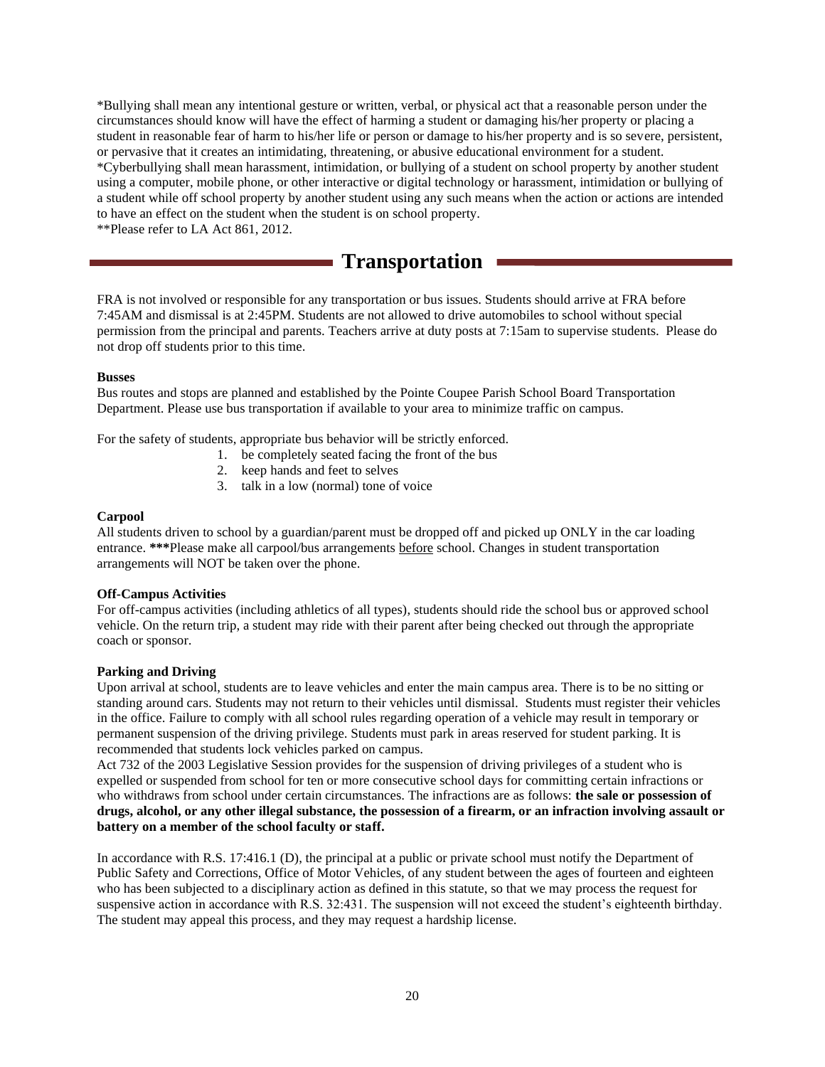*Bullying shall mean any intentional gesture or written, verbal, or physical act that a reasonable person under the circumstances should know will have the effect of harming a student or damaging his/her property or placing a student in reasonable fear of harm to his/her life or person or damage to his/her property and is so severe, persistent, or pervasive that it creates an intimidating, threatening, or abusive educational environment for a student.
*Cyberbullying shall mean harassment, intimidation, or bullying of a student on school property by another student using a computer, mobile phone, or other interactive or digital technology or harassment, intimidation or bullying of a student while off school property by another student using any such means when the action or actions are intended to have an effect on the student when the student is on school property.
**Please refer to LA Act 861, 2012.

# Transportation

FRA is not involved or responsible for any transportation or bus issues. Students should arrive at FRA before 7:45AM and dismissal is at 2:45PM. Students are not allowed to drive automobiles to school without special permission from the principal and parents. Teachers arrive at duty posts at 7:15am to supervise students. Please do not drop off students prior to this time.

**Busses**
Bus routes and stops are planned and established by the Pointe Coupee Parish School Board Transportation Department. Please use bus transportation if available to your area to minimize traffic on campus.

For the safety of students, appropriate bus behavior will be strictly enforced.

1. be completely seated facing the front of the bus
2. keep hands and feet to selves
3. talk in a low (normal) tone of voice

**Carpool**
All students driven to school by a guardian/parent must be dropped off and picked up ONLY in the car loading entrance. *****Please make all carpool/bus arrangements <u>before</u> school. Changes in student transportation arrangements will NOT be taken over the phone.

**Off-Campus Activities**
For off-campus activities (including athletics of all types), students should ride the school bus or approved school vehicle. On the return trip, a student may ride with their parent after being checked out through the appropriate coach or sponsor.

**Parking and Driving**
Upon arrival at school, students are to leave vehicles and enter the main campus area. There is to be no sitting or standing around cars. Students may not return to their vehicles until dismissal. Students must register their vehicles in the office. Failure to comply with all school rules regarding operation of a vehicle may result in temporary or permanent suspension of the driving privilege. Students must park in areas reserved for student parking. It is recommended that students lock vehicles parked on campus.
Act 732 of the 2003 Legislative Session provides for the suspension of driving privileges of a student who is expelled or suspended from school for ten or more consecutive school days for committing certain infractions or who withdraws from school under certain circumstances. The infractions are as follows: **the sale or possession of drugs, alcohol, or any other illegal substance, the possession of a firearm, or an infraction involving assault or battery on a member of the school faculty or staff.**

In accordance with R.S. 17:416.1 (D), the principal at a public or private school must notify the Department of Public Safety and Corrections, Office of Motor Vehicles, of any student between the ages of fourteen and eighteen who has been subjected to a disciplinary action as defined in this statute, so that we may process the request for suspensive action in accordance with R.S. 32:431. The suspension will not exceed the student's eighteenth birthday. The student may appeal this process, and they may request a hardship license.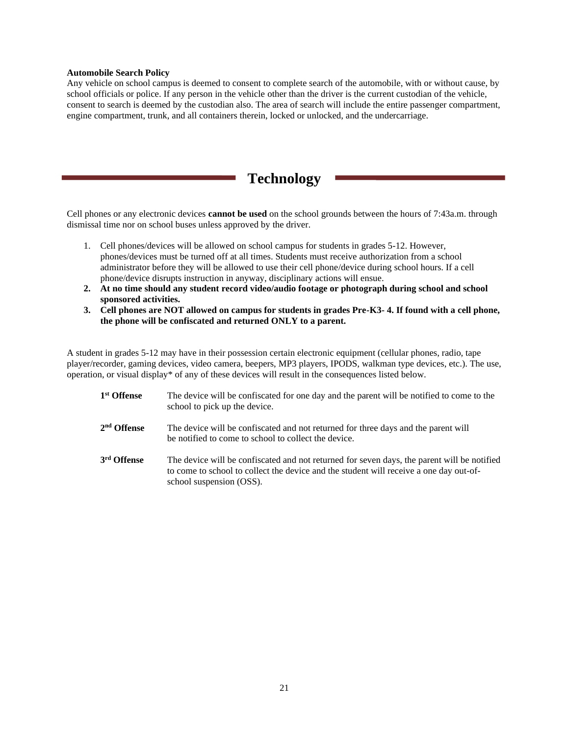**Automobile Search Policy**
Any vehicle on school campus is deemed to consent to complete search of the automobile, with or without cause, by school officials or police. If any person in the vehicle other than the driver is the current custodian of the vehicle, consent to search is deemed by the custodian also. The area of search will include the entire passenger compartment, engine compartment, trunk, and all containers therein, locked or unlocked, and the undercarriage.

# Technology

Cell phones or any electronic devices **cannot be used** on the school grounds between the hours of 7:43a.m. through dismissal time nor on school buses unless approved by the driver.

1. Cell phones/devices will be allowed on school campus for students in grades 5-12. However, phones/devices must be turned off at all times. Students must receive authorization from a school administrator before they will be allowed to use their cell phone/device during school hours. If a cell phone/device disrupts instruction in anyway, disciplinary actions will ensue.
2. **At no time should any student record video/audio footage or photograph during school and school sponsored activities.**
3. **Cell phones are NOT allowed on campus for students in grades Pre-K3- 4. If found with a cell phone, the phone will be confiscated and returned ONLY to a parent.**

A student in grades 5-12 may have in their possession certain electronic equipment (cellular phones, radio, tape player/recorder, gaming devices, video camera, beepers, MP3 players, IPODS, walkman type devices, etc.). The use, operation, or visual display* of any of these devices will result in the consequences listed below.

**1st Offense** The device will be confiscated for one day and the parent will be notified to come to the school to pick up the device.

**2nd Offense** The device will be confiscated and not returned for three days and the parent will be notified to come to school to collect the device.

**3rd Offense** The device will be confiscated and not returned for seven days, the parent will be notified to come to school to collect the device and the student will receive a one day out-of-school suspension (OSS).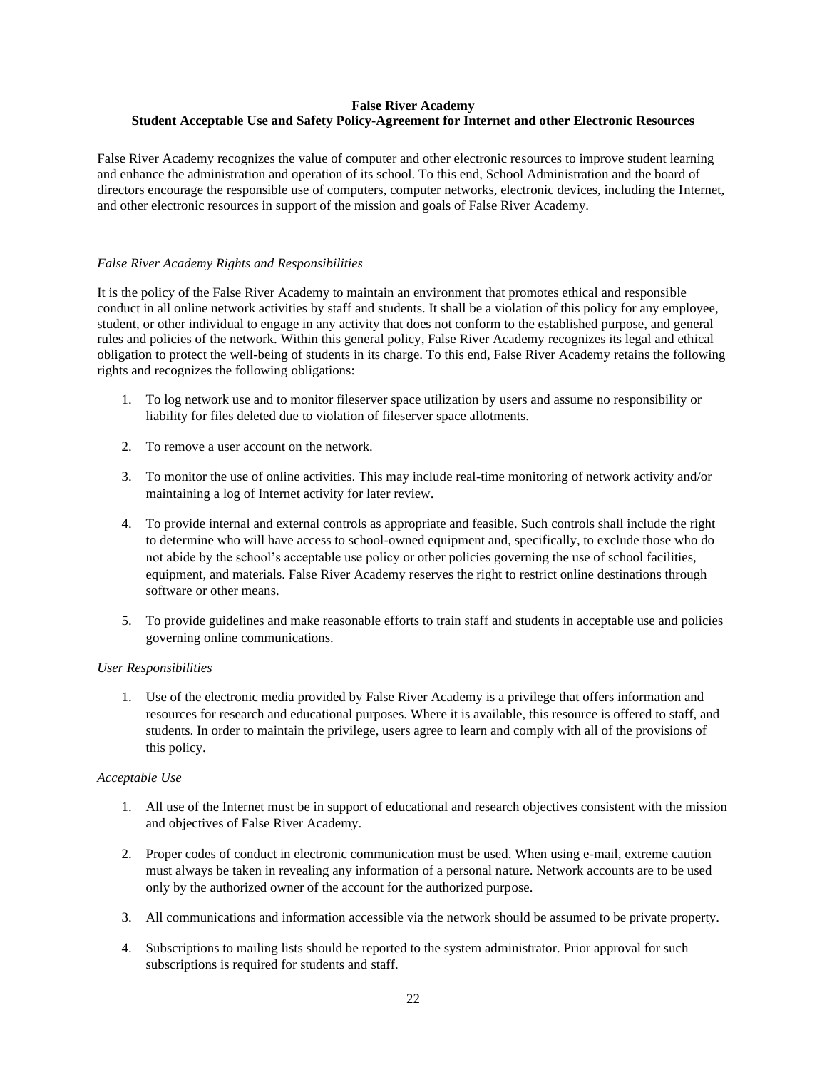**False River Academy**
**Student Acceptable Use and Safety Policy-Agreement for Internet and other Electronic Resources**

False River Academy recognizes the value of computer and other electronic resources to improve student learning and enhance the administration and operation of its school. To this end, School Administration and the board of directors encourage the responsible use of computers, computer networks, electronic devices, including the Internet, and other electronic resources in support of the mission and goals of False River Academy.

*False River Academy Rights and Responsibilities*

It is the policy of the False River Academy to maintain an environment that promotes ethical and responsible conduct in all online network activities by staff and students. It shall be a violation of this policy for any employee, student, or other individual to engage in any activity that does not conform to the established purpose, and general rules and policies of the network. Within this general policy, False River Academy recognizes its legal and ethical obligation to protect the well-being of students in its charge. To this end, False River Academy retains the following rights and recognizes the following obligations:

1. To log network use and to monitor fileserver space utilization by users and assume no responsibility or liability for files deleted due to violation of fileserver space allotments.

2. To remove a user account on the network.

3. To monitor the use of online activities. This may include real-time monitoring of network activity and/or maintaining a log of Internet activity for later review.

4. To provide internal and external controls as appropriate and feasible. Such controls shall include the right to determine who will have access to school-owned equipment and, specifically, to exclude those who do not abide by the school's acceptable use policy or other policies governing the use of school facilities, equipment, and materials. False River Academy reserves the right to restrict online destinations through software or other means.

5. To provide guidelines and make reasonable efforts to train staff and students in acceptable use and policies governing online communications.

*User Responsibilities*

1. Use of the electronic media provided by False River Academy is a privilege that offers information and resources for research and educational purposes. Where it is available, this resource is offered to staff, and students. In order to maintain the privilege, users agree to learn and comply with all of the provisions of this policy.

*Acceptable Use*

1. All use of the Internet must be in support of educational and research objectives consistent with the mission and objectives of False River Academy.

2. Proper codes of conduct in electronic communication must be used. When using e-mail, extreme caution must always be taken in revealing any information of a personal nature. Network accounts are to be used only by the authorized owner of the account for the authorized purpose.

3. All communications and information accessible via the network should be assumed to be private property.

4. Subscriptions to mailing lists should be reported to the system administrator. Prior approval for such subscriptions is required for students and staff.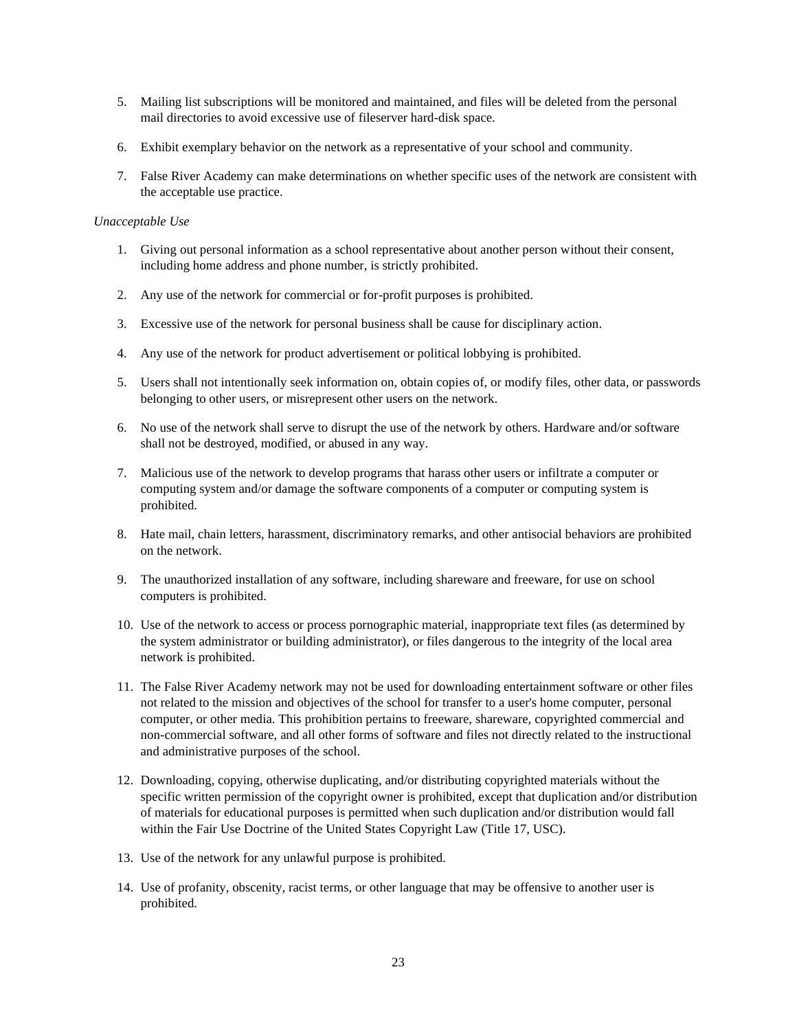5. Mailing list subscriptions will be monitored and maintained, and files will be deleted from the personal mail directories to avoid excessive use of fileserver hard-disk space.

6. Exhibit exemplary behavior on the network as a representative of your school and community.

7. False River Academy can make determinations on whether specific uses of the network are consistent with the acceptable use practice.

*Unacceptable Use*

1. Giving out personal information as a school representative about another person without their consent, including home address and phone number, is strictly prohibited.

2. Any use of the network for commercial or for-profit purposes is prohibited.

3. Excessive use of the network for personal business shall be cause for disciplinary action.

4. Any use of the network for product advertisement or political lobbying is prohibited.

5. Users shall not intentionally seek information on, obtain copies of, or modify files, other data, or passwords belonging to other users, or misrepresent other users on the network.

6. No use of the network shall serve to disrupt the use of the network by others. Hardware and/or software shall not be destroyed, modified, or abused in any way.

7. Malicious use of the network to develop programs that harass other users or infiltrate a computer or computing system and/or damage the software components of a computer or computing system is prohibited.

8. Hate mail, chain letters, harassment, discriminatory remarks, and other antisocial behaviors are prohibited on the network.

9. The unauthorized installation of any software, including shareware and freeware, for use on school computers is prohibited.

10. Use of the network to access or process pornographic material, inappropriate text files (as determined by the system administrator or building administrator), or files dangerous to the integrity of the local area network is prohibited.

11. The False River Academy network may not be used for downloading entertainment software or other files not related to the mission and objectives of the school for transfer to a user's home computer, personal computer, or other media. This prohibition pertains to freeware, shareware, copyrighted commercial and non-commercial software, and all other forms of software and files not directly related to the instructional and administrative purposes of the school.

12. Downloading, copying, otherwise duplicating, and/or distributing copyrighted materials without the specific written permission of the copyright owner is prohibited, except that duplication and/or distribution of materials for educational purposes is permitted when such duplication and/or distribution would fall within the Fair Use Doctrine of the United States Copyright Law (Title 17, USC).

13. Use of the network for any unlawful purpose is prohibited.

14. Use of profanity, obscenity, racist terms, or other language that may be offensive to another user is prohibited.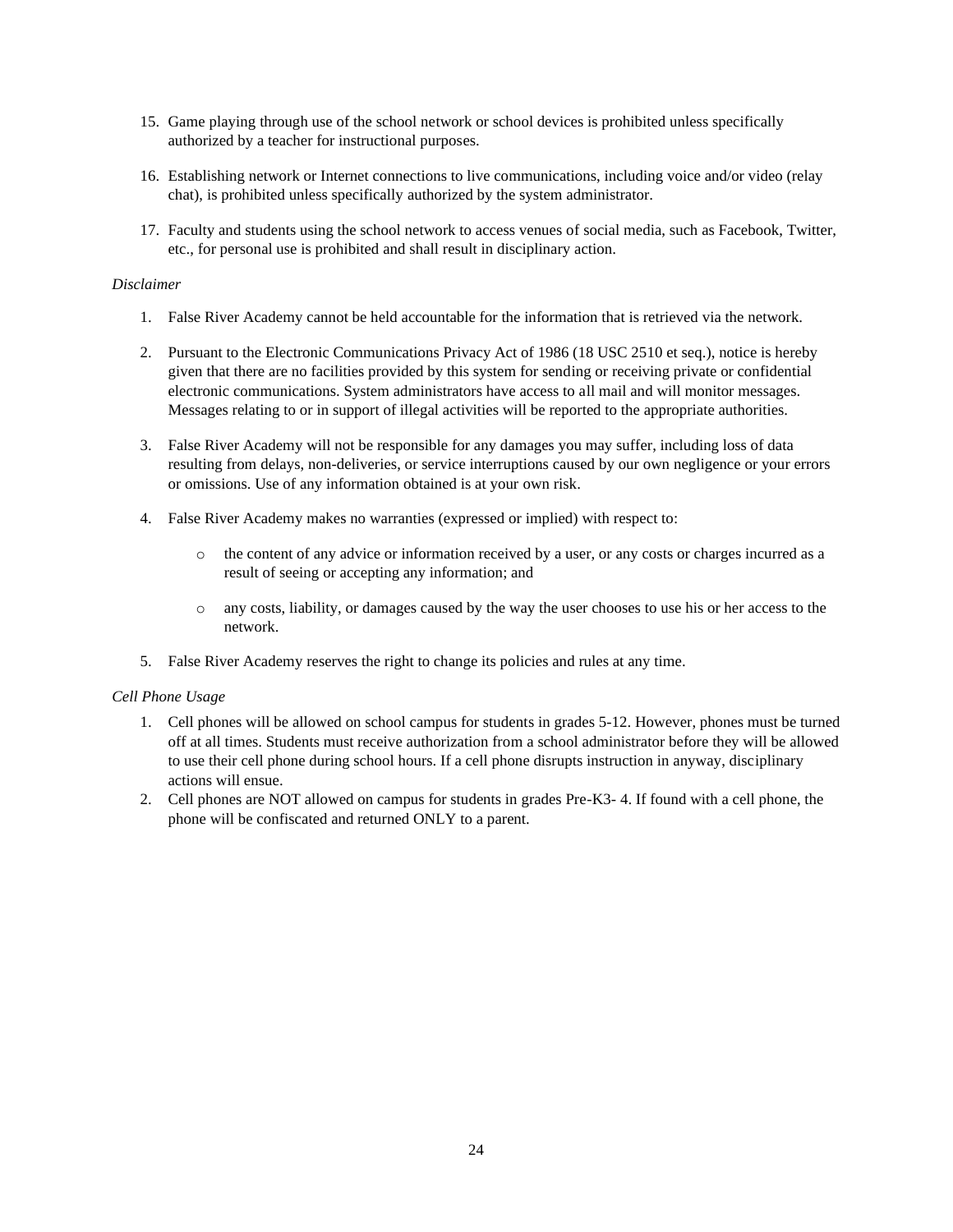15. Game playing through use of the school network or school devices is prohibited unless specifically authorized by a teacher for instructional purposes.

16. Establishing network or Internet connections to live communications, including voice and/or video (relay chat), is prohibited unless specifically authorized by the system administrator.

17. Faculty and students using the school network to access venues of social media, such as Facebook, Twitter, etc., for personal use is prohibited and shall result in disciplinary action.

*Disclaimer*

1. False River Academy cannot be held accountable for the information that is retrieved via the network.

2. Pursuant to the Electronic Communications Privacy Act of 1986 (18 USC 2510 et seq.), notice is hereby given that there are no facilities provided by this system for sending or receiving private or confidential electronic communications. System administrators have access to all mail and will monitor messages. Messages relating to or in support of illegal activities will be reported to the appropriate authorities.

3. False River Academy will not be responsible for any damages you may suffer, including loss of data resulting from delays, non-deliveries, or service interruptions caused by our own negligence or your errors or omissions. Use of any information obtained is at your own risk.

4. False River Academy makes no warranties (expressed or implied) with respect to:

   - the content of any advice or information received by a user, or any costs or charges incurred as a result of seeing or accepting any information; and

   - any costs, liability, or damages caused by the way the user chooses to use his or her access to the network.

5. False River Academy reserves the right to change its policies and rules at any time.

*Cell Phone Usage*

1. Cell phones will be allowed on school campus for students in grades 5-12. However, phones must be turned off at all times. Students must receive authorization from a school administrator before they will be allowed to use their cell phone during school hours. If a cell phone disrupts instruction in anyway, disciplinary actions will ensue.
2. Cell phones are NOT allowed on campus for students in grades Pre-K3- 4. If found with a cell phone, the phone will be confiscated and returned ONLY to a parent.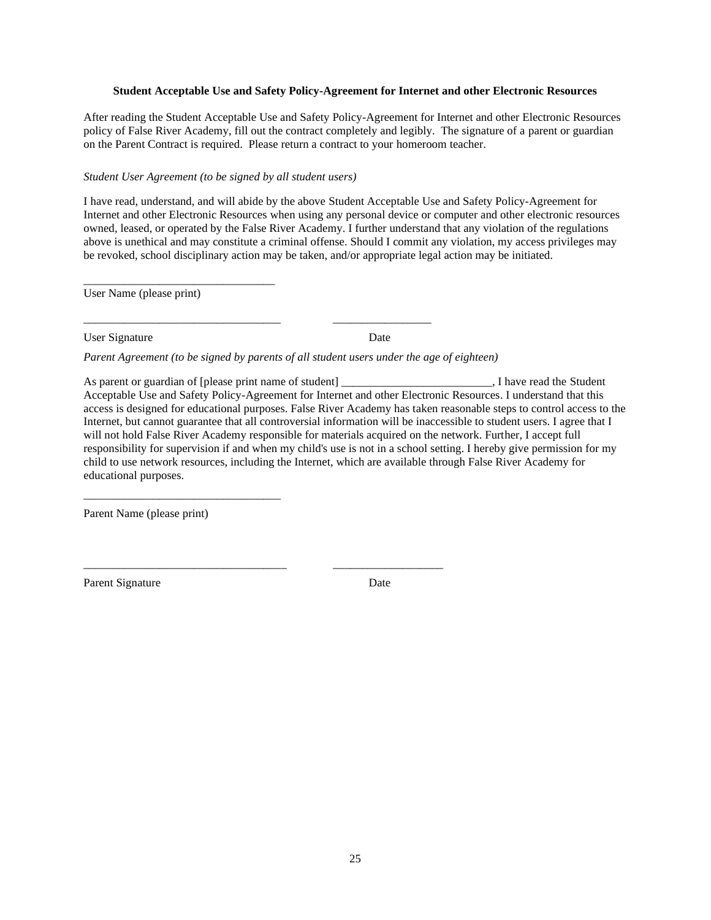**Student Acceptable Use and Safety Policy-Agreement for Internet and other Electronic Resources**

After reading the Student Acceptable Use and Safety Policy-Agreement for Internet and other Electronic Resources policy of False River Academy, fill out the contract completely and legibly. The signature of a parent or guardian on the Parent Contract is required. Please return a contract to your homeroom teacher.

*Student User Agreement (to be signed by all student users)*

I have read, understand, and will abide by the above Student Acceptable Use and Safety Policy-Agreement for Internet and other Electronic Resources when using any personal device or computer and other electronic resources owned, leased, or operated by the False River Academy. I further understand that any violation of the regulations above is unethical and may constitute a criminal offense. Should I commit any violation, my access privileges may be revoked, school disciplinary action may be taken, and/or appropriate legal action may be initiated.

_________________________________
User Name (please print)

__________________________________ _________________

User Signature Date

*Parent Agreement (to be signed by parents of all student users under the age of eighteen)*

As parent or guardian of [please print name of student] _________________________, I have read the Student Acceptable Use and Safety Policy-Agreement for Internet and other Electronic Resources. I understand that this access is designed for educational purposes. False River Academy has taken reasonable steps to control access to the Internet, but cannot guarantee that all controversial information will be inaccessible to student users. I agree that I will not hold False River Academy responsible for materials acquired on the network. Further, I accept full responsibility for supervision if and when my child's use is not in a school setting. I hereby give permission for my child to use network resources, including the Internet, which are available through False River Academy for educational purposes.

__________________________________

Parent Name (please print)

___________________________________ ___________________

Parent Signature Date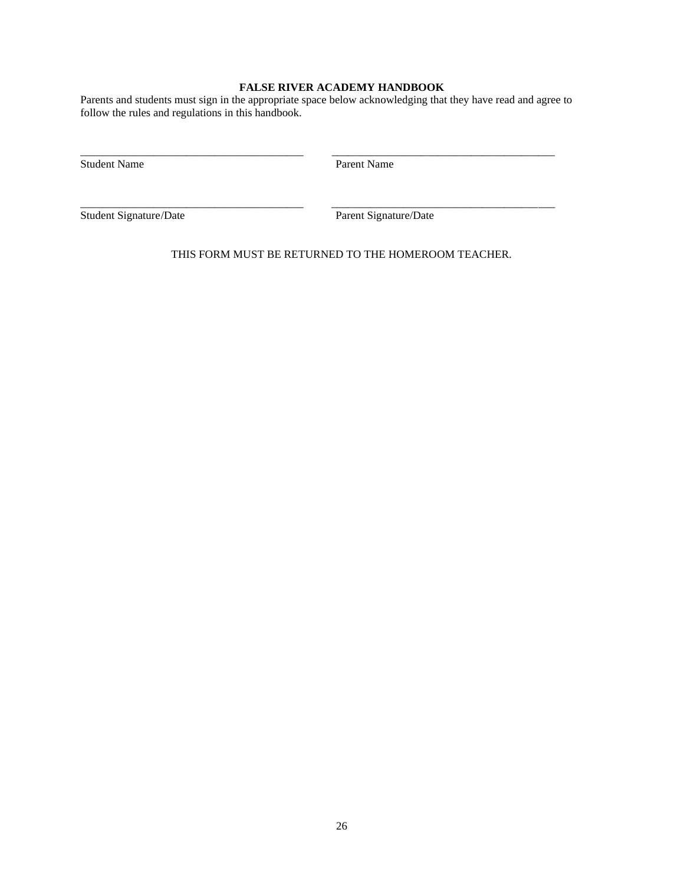**FALSE RIVER ACADEMY HANDBOOK**

Parents and students must sign in the appropriate space below acknowledging that they have read and agree to follow the rules and regulations in this handbook.

| | |
|---|---|
| ________________________________________ | ________________________________________ |
| Student Name | Parent Name |
| ________________________________________ | ________________________________________ |
| Student Signature/Date | Parent Signature/Date |

THIS FORM MUST BE RETURNED TO THE HOMEROOM TEACHER.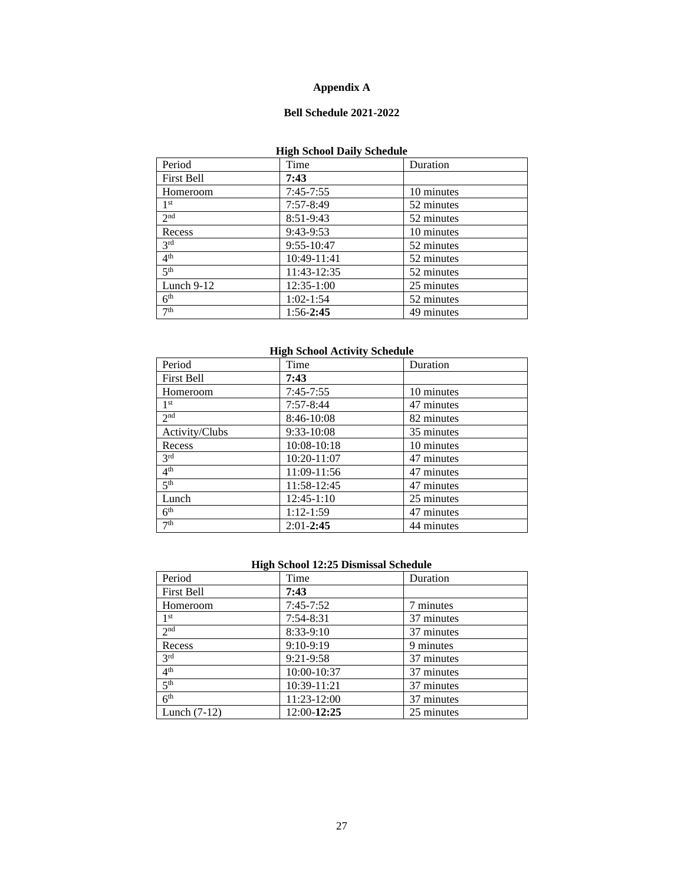# Appendix A

## Bell Schedule 2021-2022

### High School Daily Schedule

| Period | Time | Duration |
|---|---|---|
| First Bell | **7:43** | |
| Homeroom | 7:45-7:55 | 10 minutes |
| 1st | 7:57-8:49 | 52 minutes |
| 2nd | 8:51-9:43 | 52 minutes |
| Recess | 9:43-9:53 | 10 minutes |
| 3rd | 9:55-10:47 | 52 minutes |
| 4th | 10:49-11:41 | 52 minutes |
| 5th | 11:43-12:35 | 52 minutes |
| Lunch 9-12 | 12:35-1:00 | 25 minutes |
| 6th | 1:02-1:54 | 52 minutes |
| 7th | 1:56-**2:45** | 49 minutes |

### High School Activity Schedule

| Period | Time | Duration |
|---|---|---|
| First Bell | **7:43** | |
| Homeroom | 7:45-7:55 | 10 minutes |
| 1st | 7:57-8:44 | 47 minutes |
| 2nd | 8:46-10:08 | 82 minutes |
| Activity/Clubs | 9:33-10:08 | 35 minutes |
| Recess | 10:08-10:18 | 10 minutes |
| 3rd | 10:20-11:07 | 47 minutes |
| 4th | 11:09-11:56 | 47 minutes |
| 5th | 11:58-12:45 | 47 minutes |
| Lunch | 12:45-1:10 | 25 minutes |
| 6th | 1:12-1:59 | 47 minutes |
| 7th | 2:01-**2:45** | 44 minutes |

### High School 12:25 Dismissal Schedule

| Period | Time | Duration |
|---|---|---|
| First Bell | **7:43** | |
| Homeroom | 7:45-7:52 | 7 minutes |
| 1st | 7:54-8:31 | 37 minutes |
| 2nd | 8:33-9:10 | 37 minutes |
| Recess | 9:10-9:19 | 9 minutes |
| 3rd | 9:21-9:58 | 37 minutes |
| 4th | 10:00-10:37 | 37 minutes |
| 5th | 10:39-11:21 | 37 minutes |
| 6th | 11:23-12:00 | 37 minutes |
| Lunch (7-12) | 12:00-**12:25** | 25 minutes |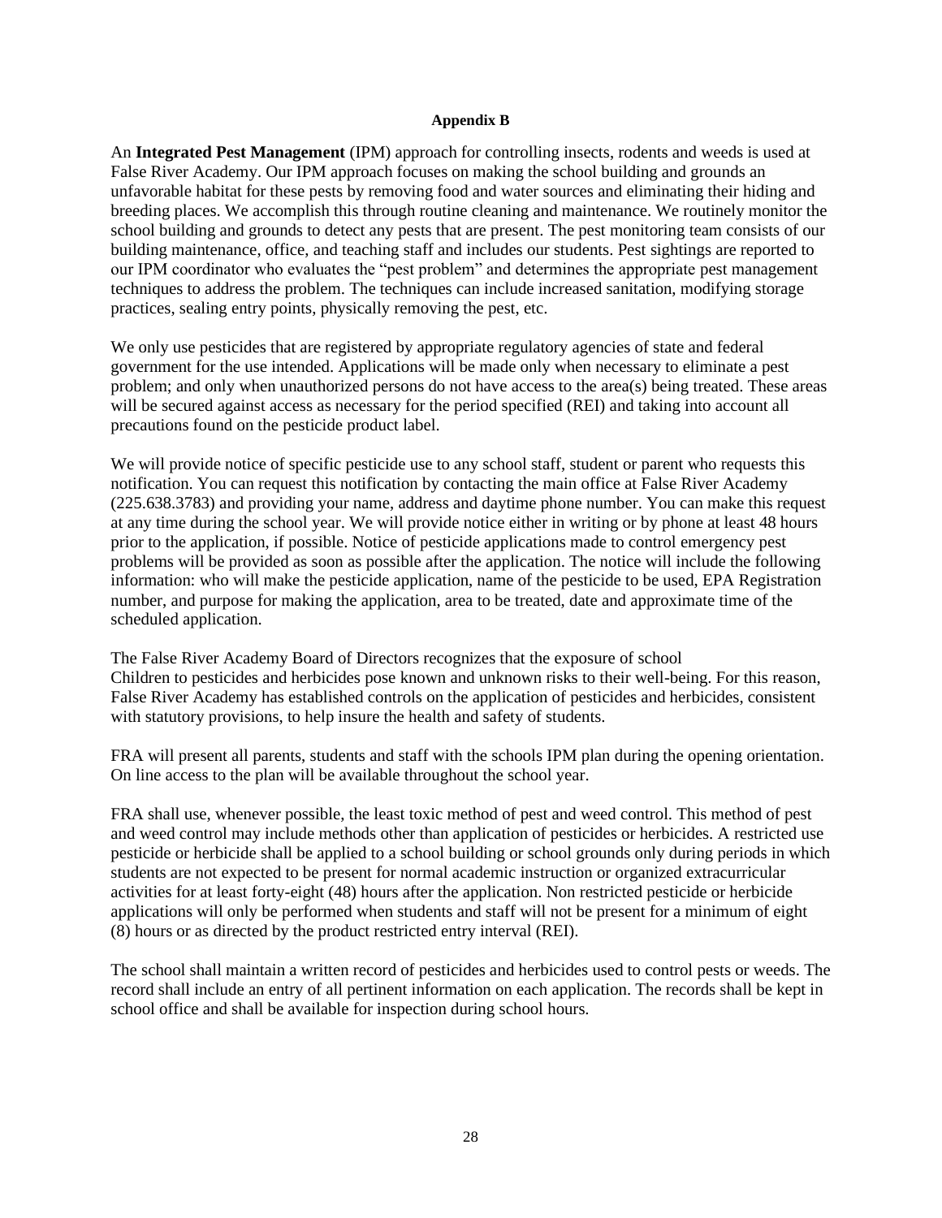**Appendix B**

An **Integrated Pest Management** (IPM) approach for controlling insects, rodents and weeds is used at False River Academy. Our IPM approach focuses on making the school building and grounds an unfavorable habitat for these pests by removing food and water sources and eliminating their hiding and breeding places. We accomplish this through routine cleaning and maintenance. We routinely monitor the school building and grounds to detect any pests that are present. The pest monitoring team consists of our building maintenance, office, and teaching staff and includes our students. Pest sightings are reported to our IPM coordinator who evaluates the "pest problem" and determines the appropriate pest management techniques to address the problem. The techniques can include increased sanitation, modifying storage practices, sealing entry points, physically removing the pest, etc.

We only use pesticides that are registered by appropriate regulatory agencies of state and federal government for the use intended. Applications will be made only when necessary to eliminate a pest problem; and only when unauthorized persons do not have access to the area(s) being treated. These areas will be secured against access as necessary for the period specified (REI) and taking into account all precautions found on the pesticide product label.

We will provide notice of specific pesticide use to any school staff, student or parent who requests this notification. You can request this notification by contacting the main office at False River Academy (225.638.3783) and providing your name, address and daytime phone number. You can make this request at any time during the school year. We will provide notice either in writing or by phone at least 48 hours prior to the application, if possible. Notice of pesticide applications made to control emergency pest problems will be provided as soon as possible after the application. The notice will include the following information: who will make the pesticide application, name of the pesticide to be used, EPA Registration number, and purpose for making the application, area to be treated, date and approximate time of the scheduled application.

The False River Academy Board of Directors recognizes that the exposure of school Children to pesticides and herbicides pose known and unknown risks to their well-being. For this reason, False River Academy has established controls on the application of pesticides and herbicides, consistent with statutory provisions, to help insure the health and safety of students.

FRA will present all parents, students and staff with the schools IPM plan during the opening orientation. On line access to the plan will be available throughout the school year.

FRA shall use, whenever possible, the least toxic method of pest and weed control. This method of pest and weed control may include methods other than application of pesticides or herbicides. A restricted use pesticide or herbicide shall be applied to a school building or school grounds only during periods in which students are not expected to be present for normal academic instruction or organized extracurricular activities for at least forty-eight (48) hours after the application. Non restricted pesticide or herbicide applications will only be performed when students and staff will not be present for a minimum of eight (8) hours or as directed by the product restricted entry interval (REI).

The school shall maintain a written record of pesticides and herbicides used to control pests or weeds. The record shall include an entry of all pertinent information on each application. The records shall be kept in school office and shall be available for inspection during school hours.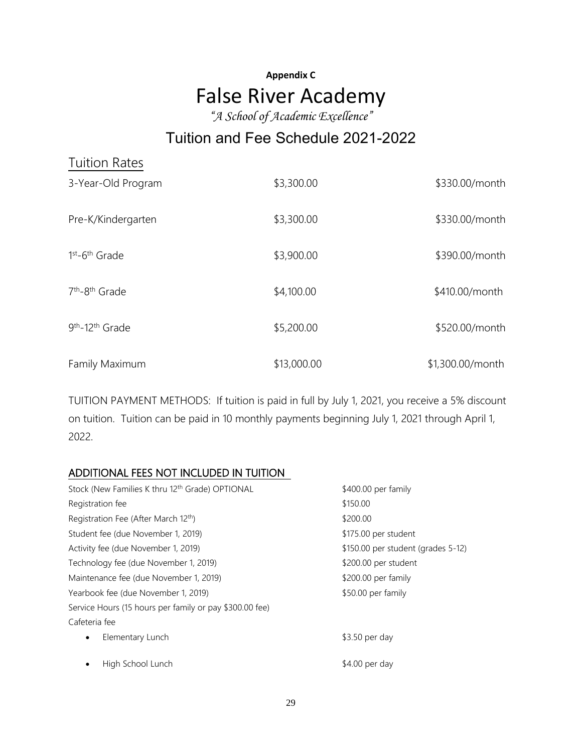**Appendix C**

# False River Academy

*"A School of Academic Excellence"*

## Tuition and Fee Schedule 2021-2022

### Tuition Rates

| | | |
|---|---|---|
| 3-Year-Old Program | \$3,300.00 | \$330.00/month |
| Pre-K/Kindergarten | \$3,300.00 | \$330.00/month |
| 1st-6th Grade | \$3,900.00 | \$390.00/month |
| 7th-8th Grade | \$4,100.00 | \$410.00/month |
| 9th-12th Grade | \$5,200.00 | \$520.00/month |
| Family Maximum | \$13,000.00 | \$1,300.00/month |

TUITION PAYMENT METHODS: If tuition is paid in full by July 1, 2021, you receive a 5% discount on tuition. Tuition can be paid in 10 monthly payments beginning July 1, 2021 through April 1, 2022.

### ADDITIONAL FEES NOT INCLUDED IN TUITION

| | |
|---|---|
| Stock (New Families K thru 12th Grade) OPTIONAL | \$400.00 per family |
| Registration fee | \$150.00 |
| Registration Fee (After March 12th) | \$200.00 |
| Student fee (due November 1, 2019) | \$175.00 per student |
| Activity fee (due November 1, 2019) | \$150.00 per student (grades 5-12) |
| Technology fee (due November 1, 2019) | \$200.00 per student |
| Maintenance fee (due November 1, 2019) | \$200.00 per family |
| Yearbook fee (due November 1, 2019) | \$50.00 per family |
| Service Hours (15 hours per family or pay \$300.00 fee) | |
| Cafeteria fee | |
| • Elementary Lunch | \$3.50 per day |
| • High School Lunch | \$4.00 per day |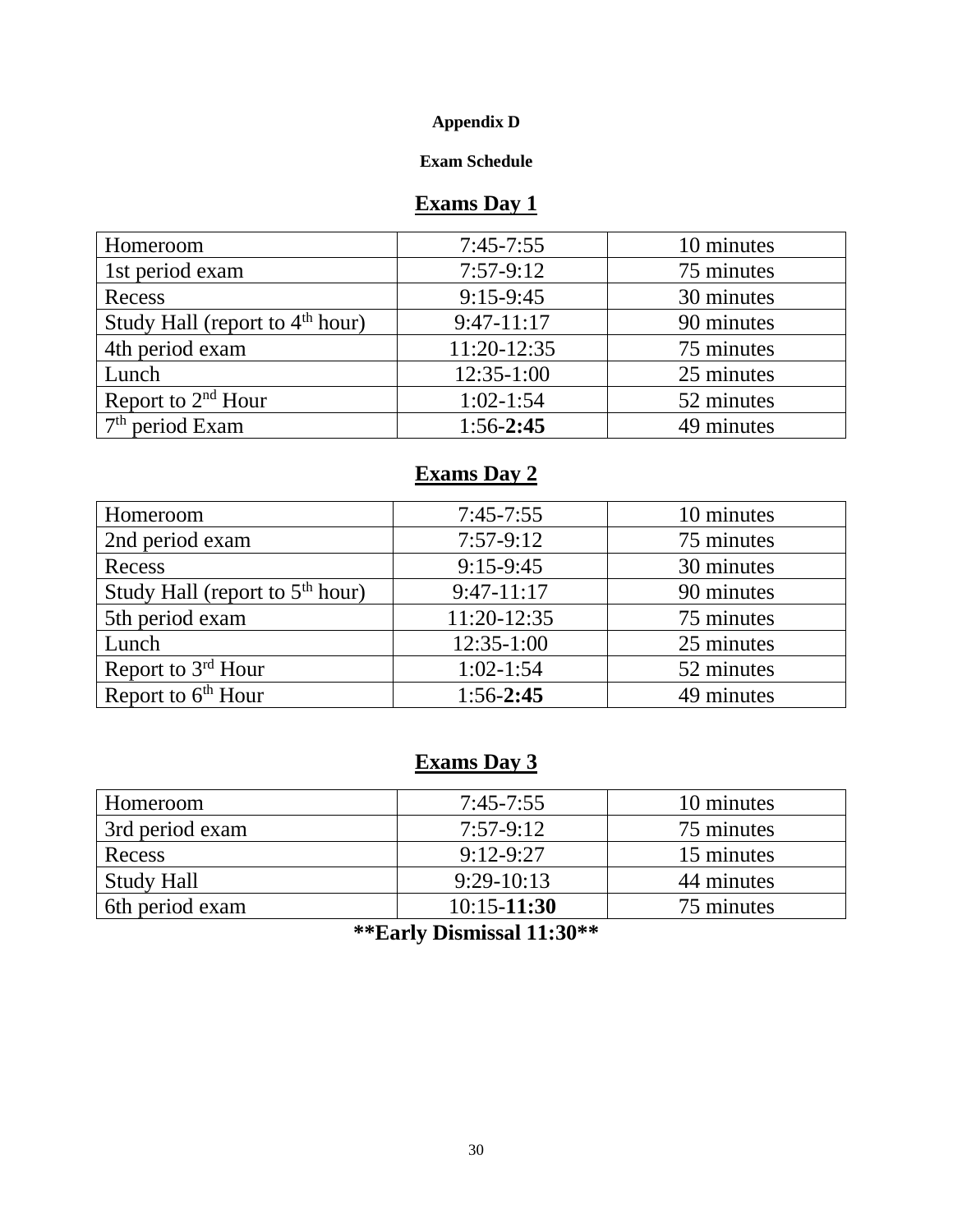**Appendix D**

**Exam Schedule**

## Exams Day 1

| | | |
|---|---|---|
| Homeroom | 7:45-7:55 | 10 minutes |
| 1st period exam | 7:57-9:12 | 75 minutes |
| Recess | 9:15-9:45 | 30 minutes |
| Study Hall (report to 4th hour) | 9:47-11:17 | 90 minutes |
| 4th period exam | 11:20-12:35 | 75 minutes |
| Lunch | 12:35-1:00 | 25 minutes |
| Report to 2nd Hour | 1:02-1:54 | 52 minutes |
| 7th period Exam | 1:56-**2:45** | 49 minutes |

## Exams Day 2

| | | |
|---|---|---|
| Homeroom | 7:45-7:55 | 10 minutes |
| 2nd period exam | 7:57-9:12 | 75 minutes |
| Recess | 9:15-9:45 | 30 minutes |
| Study Hall (report to 5th hour) | 9:47-11:17 | 90 minutes |
| 5th period exam | 11:20-12:35 | 75 minutes |
| Lunch | 12:35-1:00 | 25 minutes |
| Report to 3rd Hour | 1:02-1:54 | 52 minutes |
| Report to 6th Hour | 1:56-**2:45** | 49 minutes |

## Exams Day 3

| | | |
|---|---|---|
| Homeroom | 7:45-7:55 | 10 minutes |
| 3rd period exam | 7:57-9:12 | 75 minutes |
| Recess | 9:12-9:27 | 15 minutes |
| Study Hall | 9:29-10:13 | 44 minutes |
| 6th period exam | 10:15-**11:30** | 75 minutes |

**\*\*Early Dismissal 11:30\*\***